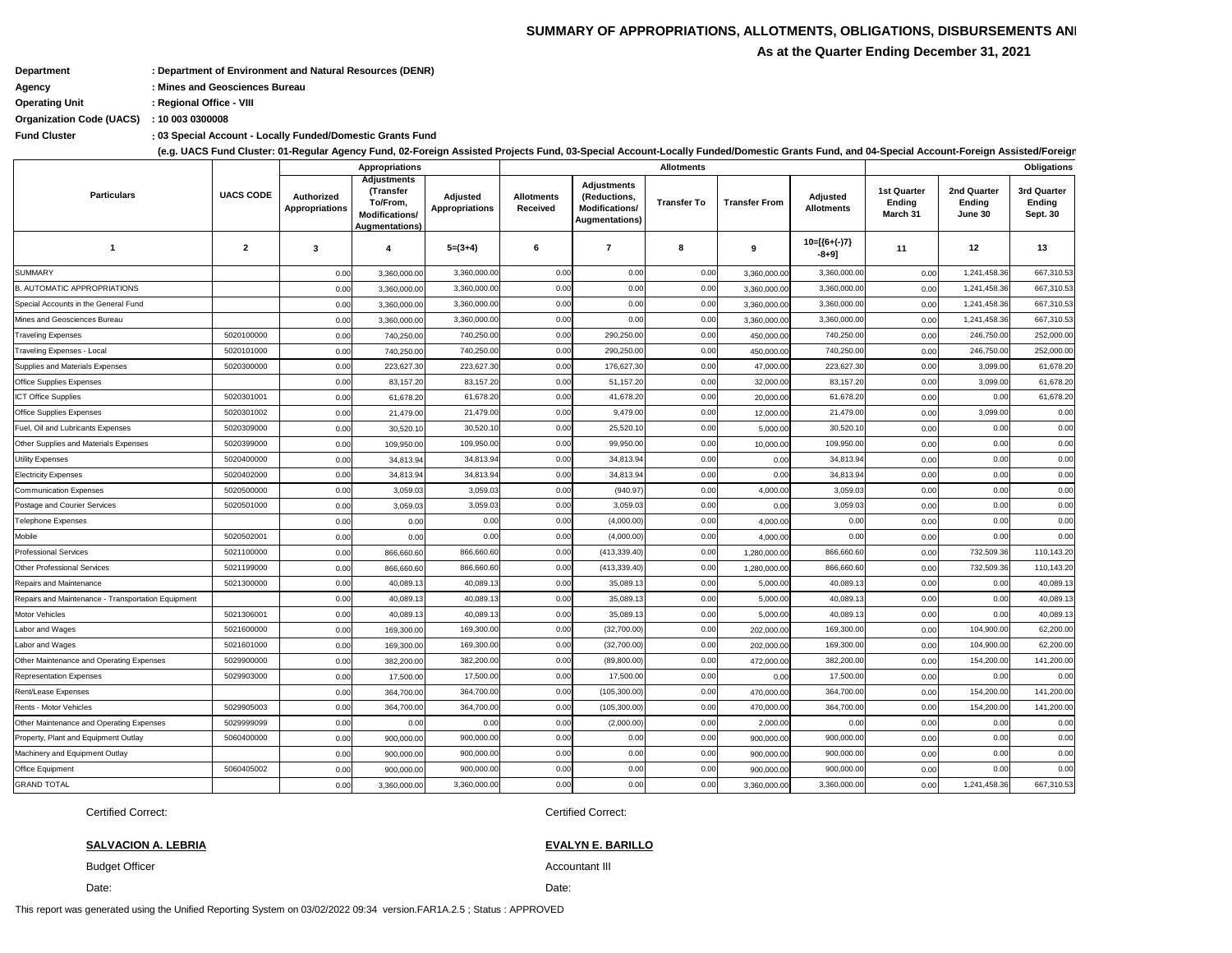## SUMMARY OF APPROPRIATIONS, ALLOTMENTS, OBLIGATIONS, DISBURSEMENTS AN

**As at the Quarter Ending December 31, 2021**

**Department : Department of Environment and Natural Resources (DENR)**
**Agency : Mines and Geosciences Bureau**
**Operating Unit : Regional Office - VIII**
**Organization Code (UACS) : 10 003 0300008**
**Fund Cluster : 03 Special Account - Locally Funded/Domestic Grants Fund**

**(e.g. UACS Fund Cluster: 01-Regular Agency Fund, 02-Foreign Assisted Projects Fund, 03-Special Account-Locally Funded/Domestic Grants Fund, and 04-Special Account-Foreign Assisted/Foreign**

| Particulars | UACS CODE | Appropriations | | | Allotments | | | | | Obligations | | |
|---|---|---|---|---|---|---|---|---|---|---|---|---|
| | | Authorized Appropriations | Adjustments (Transfer To/From, Modifications/ Augmentations) | Adjusted Appropriations | Allotments Received | Adjustments (Reductions, Modifications/ Augmentations) | Transfer To | Transfer From | Adjusted Allotments | 1st Quarter Ending March 31 | 2nd Quarter Ending June 30 | 3rd Quarter Ending Sept. 30 |
| 1 | 2 | 3 | 4 | 5=(3+4) | 6 | 7 | 8 | 9 | 10=[{6+(-)7} -8+9] | 11 | 12 | 13 |
| SUMMARY | | 0.00 | 3,360,000.00 | 3,360,000.00 | 0.00 | 0.00 | 0.00 | 3,360,000.00 | 3,360,000.00 | 0.00 | 1,241,458.36 | 667,310.53 |
| B. AUTOMATIC APPROPRIATIONS | | 0.00 | 3,360,000.00 | 3,360,000.00 | 0.00 | 0.00 | 0.00 | 3,360,000.00 | 3,360,000.00 | 0.00 | 1,241,458.36 | 667,310.53 |
| Special Accounts in the General Fund | | 0.00 | 3,360,000.00 | 3,360,000.00 | 0.00 | 0.00 | 0.00 | 3,360,000.00 | 3,360,000.00 | 0.00 | 1,241,458.36 | 667,310.53 |
| Mines and Geosciences Bureau | | 0.00 | 3,360,000.00 | 3,360,000.00 | 0.00 | 0.00 | 0.00 | 3,360,000.00 | 3,360,000.00 | 0.00 | 1,241,458.36 | 667,310.53 |
| Traveling Expenses | 5020100000 | 0.00 | 740,250.00 | 740,250.00 | 0.00 | 290,250.00 | 0.00 | 450,000.00 | 740,250.00 | 0.00 | 246,750.00 | 252,000.00 |
| Traveling Expenses - Local | 5020101000 | 0.00 | 740,250.00 | 740,250.00 | 0.00 | 290,250.00 | 0.00 | 450,000.00 | 740,250.00 | 0.00 | 246,750.00 | 252,000.00 |
| Supplies and Materials Expenses | 5020300000 | 0.00 | 223,627.30 | 223,627.30 | 0.00 | 176,627.30 | 0.00 | 47,000.00 | 223,627.30 | 0.00 | 3,099.00 | 61,678.20 |
| Office Supplies Expenses | | 0.00 | 83,157.20 | 83,157.20 | 0.00 | 51,157.20 | 0.00 | 32,000.00 | 83,157.20 | 0.00 | 3,099.00 | 61,678.20 |
| ICT Office Supplies | 5020301001 | 0.00 | 61,678.20 | 61,678.20 | 0.00 | 41,678.20 | 0.00 | 20,000.00 | 61,678.20 | 0.00 | 0.00 | 61,678.20 |
| Office Supplies Expenses | 5020301002 | 0.00 | 21,479.00 | 21,479.00 | 0.00 | 9,479.00 | 0.00 | 12,000.00 | 21,479.00 | 0.00 | 3,099.00 | 0.00 |
| Fuel, Oil and Lubricants Expenses | 5020309000 | 0.00 | 30,520.10 | 30,520.10 | 0.00 | 25,520.10 | 0.00 | 5,000.00 | 30,520.10 | 0.00 | 0.00 | 0.00 |
| Other Supplies and Materials Expenses | 5020399000 | 0.00 | 109,950.00 | 109,950.00 | 0.00 | 99,950.00 | 0.00 | 10,000.00 | 109,950.00 | 0.00 | 0.00 | 0.00 |
| Utility Expenses | 5020400000 | 0.00 | 34,813.94 | 34,813.94 | 0.00 | 34,813.94 | 0.00 | 0.00 | 34,813.94 | 0.00 | 0.00 | 0.00 |
| Electricity Expenses | 5020402000 | 0.00 | 34,813.94 | 34,813.94 | 0.00 | 34,813.94 | 0.00 | 0.00 | 34,813.94 | 0.00 | 0.00 | 0.00 |
| Communication Expenses | 5020500000 | 0.00 | 3,059.03 | 3,059.03 | 0.00 | (940.97) | 0.00 | 4,000.00 | 3,059.03 | 0.00 | 0.00 | 0.00 |
| Postage and Courier Services | 5020501000 | 0.00 | 3,059.03 | 3,059.03 | 0.00 | 3,059.03 | 0.00 | 0.00 | 3,059.03 | 0.00 | 0.00 | 0.00 |
| Telephone Expenses | | 0.00 | 0.00 | 0.00 | 0.00 | (4,000.00) | 0.00 | 4,000.00 | 0.00 | 0.00 | 0.00 | 0.00 |
| Mobile | 5020502001 | 0.00 | 0.00 | 0.00 | 0.00 | (4,000.00) | 0.00 | 4,000.00 | 0.00 | 0.00 | 0.00 | 0.00 |
| Professional Services | 5021100000 | 0.00 | 866,660.60 | 866,660.60 | 0.00 | (413,339.40) | 0.00 | 1,280,000.00 | 866,660.60 | 0.00 | 732,509.36 | 110,143.20 |
| Other Professional Services | 5021199000 | 0.00 | 866,660.60 | 866,660.60 | 0.00 | (413,339.40) | 0.00 | 1,280,000.00 | 866,660.60 | 0.00 | 732,509.36 | 110,143.20 |
| Repairs and Maintenance | 5021300000 | 0.00 | 40,089.13 | 40,089.13 | 0.00 | 35,089.13 | 0.00 | 5,000.00 | 40,089.13 | 0.00 | 0.00 | 40,089.13 |
| Repairs and Maintenance - Transportation Equipment | | 0.00 | 40,089.13 | 40,089.13 | 0.00 | 35,089.13 | 0.00 | 5,000.00 | 40,089.13 | 0.00 | 0.00 | 40,089.13 |
| Motor Vehicles | 5021306001 | 0.00 | 40,089.13 | 40,089.13 | 0.00 | 35,089.13 | 0.00 | 5,000.00 | 40,089.13 | 0.00 | 0.00 | 40,089.13 |
| Labor and Wages | 5021600000 | 0.00 | 169,300.00 | 169,300.00 | 0.00 | (32,700.00) | 0.00 | 202,000.00 | 169,300.00 | 0.00 | 104,900.00 | 62,200.00 |
| Labor and Wages | 5021601000 | 0.00 | 169,300.00 | 169,300.00 | 0.00 | (32,700.00) | 0.00 | 202,000.00 | 169,300.00 | 0.00 | 104,900.00 | 62,200.00 |
| Other Maintenance and Operating Expenses | 5029900000 | 0.00 | 382,200.00 | 382,200.00 | 0.00 | (89,800.00) | 0.00 | 472,000.00 | 382,200.00 | 0.00 | 154,200.00 | 141,200.00 |
| Representation Expenses | 5029903000 | 0.00 | 17,500.00 | 17,500.00 | 0.00 | 17,500.00 | 0.00 | 0.00 | 17,500.00 | 0.00 | 0.00 | 0.00 |
| Rent/Lease Expenses | | 0.00 | 364,700.00 | 364,700.00 | 0.00 | (105,300.00) | 0.00 | 470,000.00 | 364,700.00 | 0.00 | 154,200.00 | 141,200.00 |
| Rents - Motor Vehicles | 5029905003 | 0.00 | 364,700.00 | 364,700.00 | 0.00 | (105,300.00) | 0.00 | 470,000.00 | 364,700.00 | 0.00 | 154,200.00 | 141,200.00 |
| Other Maintenance and Operating Expenses | 5029999099 | 0.00 | 0.00 | 0.00 | 0.00 | (2,000.00) | 0.00 | 2,000.00 | 0.00 | 0.00 | 0.00 | 0.00 |
| Property, Plant and Equipment Outlay | 5060400000 | 0.00 | 900,000.00 | 900,000.00 | 0.00 | 0.00 | 0.00 | 900,000.00 | 900,000.00 | 0.00 | 0.00 | 0.00 |
| Machinery and Equipment Outlay | | 0.00 | 900,000.00 | 900,000.00 | 0.00 | 0.00 | 0.00 | 900,000.00 | 900,000.00 | 0.00 | 0.00 | 0.00 |
| Office Equipment | 5060405002 | 0.00 | 900,000.00 | 900,000.00 | 0.00 | 0.00 | 0.00 | 900,000.00 | 900,000.00 | 0.00 | 0.00 | 0.00 |
| GRAND TOTAL | | 0.00 | 3,360,000.00 | 3,360,000.00 | 0.00 | 0.00 | 0.00 | 3,360,000.00 | 3,360,000.00 | 0.00 | 1,241,458.36 | 667,310.53 |

Certified Correct:

**SALVACION A. LEBRIA**

Budget Officer

Date:

Certified Correct:

**EVALYN E. BARILLO**

Accountant III

Date:

This report was generated using the Unified Reporting System on 03/02/2022 09:34 version.FAR1A.2.5 ; Status : APPROVED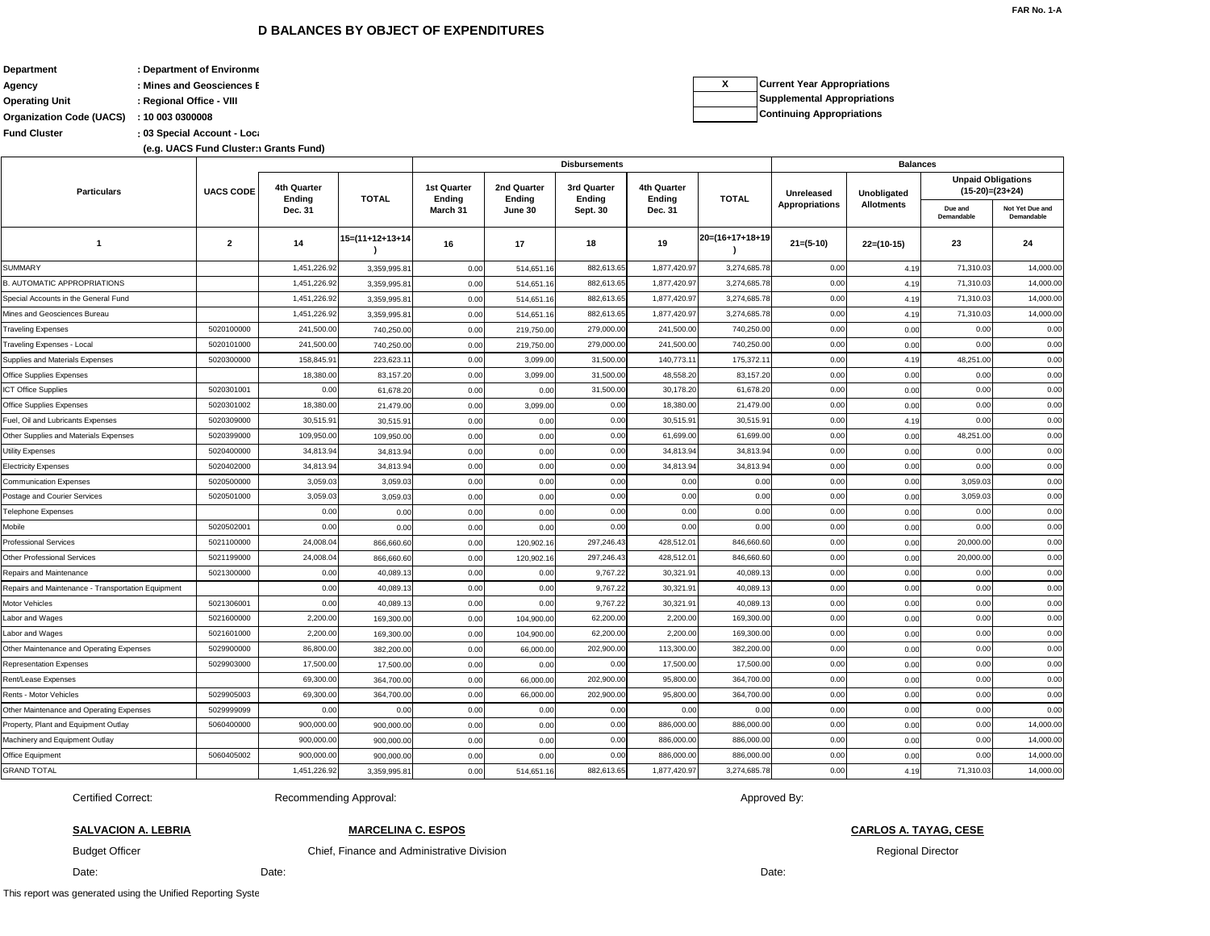FAR No. 1-A

# D BALANCES BY OBJECT OF EXPENDITURES

**Department** : Department of Environme
**Agency** : Mines and Geosciences E
**Operating Unit** : Regional Office - VIII
**Organization Code (UACS)** : 10 003 0300008
**Fund Cluster** : 03 Special Account - Loca
(e.g. UACS Fund Cluster:ı Grants Fund)

| X | Current Year Appropriations |
|---|---|
| | Supplemental Appropriations |
| | Continuing Appropriations |

| Particulars | UACS CODE | 4th Quarter Ending Dec. 31 | TOTAL | Disbursements | | | | | Balances | | | |
|---|---|---|---|---|---|---|---|---|---|---|---|---|
| | | | | 1st Quarter Ending March 31 | 2nd Quarter Ending June 30 | 3rd Quarter Ending Sept. 30 | 4th Quarter Ending Dec. 31 | TOTAL | Unreleased Appropriations | Unobligated Allotments | Unpaid Obligations (15-20)=(23+24) | |
| | | | | | | | | | | | Due and Demandable | Not Yet Due and Demandable |
| 1 | 2 | 14 | 15=(11+12+13+14) | 16 | 17 | 18 | 19 | 20=(16+17+18+19) | 21=(5-10) | 22=(10-15) | 23 | 24 |
| SUMMARY | | 1,451,226.92 | 3,359,995.81 | 0.00 | 514,651.16 | 882,613.65 | 1,877,420.97 | 3,274,685.78 | 0.00 | 4.19 | 71,310.03 | 14,000.00 |
| B. AUTOMATIC APPROPRIATIONS | | 1,451,226.92 | 3,359,995.81 | 0.00 | 514,651.16 | 882,613.65 | 1,877,420.97 | 3,274,685.78 | 0.00 | 4.19 | 71,310.03 | 14,000.00 |
| Special Accounts in the General Fund | | 1,451,226.92 | 3,359,995.81 | 0.00 | 514,651.16 | 882,613.65 | 1,877,420.97 | 3,274,685.78 | 0.00 | 4.19 | 71,310.03 | 14,000.00 |
| Mines and Geosciences Bureau | | 1,451,226.92 | 3,359,995.81 | 0.00 | 514,651.16 | 882,613.65 | 1,877,420.97 | 3,274,685.78 | 0.00 | 4.19 | 71,310.03 | 14,000.00 |
| Traveling Expenses | 5020100000 | 241,500.00 | 740,250.00 | 0.00 | 219,750.00 | 279,000.00 | 241,500.00 | 740,250.00 | 0.00 | 0.00 | 0.00 | 0.00 |
| Traveling Expenses - Local | 5020101000 | 241,500.00 | 740,250.00 | 0.00 | 219,750.00 | 279,000.00 | 241,500.00 | 740,250.00 | 0.00 | 0.00 | 0.00 | 0.00 |
| Supplies and Materials Expenses | 5020300000 | 158,845.91 | 223,623.11 | 0.00 | 3,099.00 | 31,500.00 | 140,773.11 | 175,372.11 | 0.00 | 4.19 | 48,251.00 | 0.00 |
| Office Supplies Expenses | | 18,380.00 | 83,157.20 | 0.00 | 3,099.00 | 31,500.00 | 48,558.20 | 83,157.20 | 0.00 | 0.00 | 0.00 | 0.00 |
| ICT Office Supplies | 5020301001 | 0.00 | 61,678.20 | 0.00 | 0.00 | 31,500.00 | 30,178.20 | 61,678.20 | 0.00 | 0.00 | 0.00 | 0.00 |
| Office Supplies Expenses | 5020301002 | 18,380.00 | 21,479.00 | 0.00 | 3,099.00 | 0.00 | 18,380.00 | 21,479.00 | 0.00 | 0.00 | 0.00 | 0.00 |
| Fuel, Oil and Lubricants Expenses | 5020309000 | 30,515.91 | 30,515.91 | 0.00 | 0.00 | 0.00 | 30,515.91 | 30,515.91 | 0.00 | 4.19 | 0.00 | 0.00 |
| Other Supplies and Materials Expenses | 5020399000 | 109,950.00 | 109,950.00 | 0.00 | 0.00 | 0.00 | 61,699.00 | 61,699.00 | 0.00 | 0.00 | 48,251.00 | 0.00 |
| Utility Expenses | 5020400000 | 34,813.94 | 34,813.94 | 0.00 | 0.00 | 0.00 | 34,813.94 | 34,813.94 | 0.00 | 0.00 | 0.00 | 0.00 |
| Electricity Expenses | 5020402000 | 34,813.94 | 34,813.94 | 0.00 | 0.00 | 0.00 | 34,813.94 | 34,813.94 | 0.00 | 0.00 | 0.00 | 0.00 |
| Communication Expenses | 5020500000 | 3,059.03 | 3,059.03 | 0.00 | 0.00 | 0.00 | 0.00 | 0.00 | 0.00 | 0.00 | 3,059.03 | 0.00 |
| Postage and Courier Services | 5020501000 | 3,059.03 | 3,059.03 | 0.00 | 0.00 | 0.00 | 0.00 | 0.00 | 0.00 | 0.00 | 3,059.03 | 0.00 |
| Telephone Expenses | | 0.00 | 0.00 | 0.00 | 0.00 | 0.00 | 0.00 | 0.00 | 0.00 | 0.00 | 0.00 | 0.00 |
| Mobile | 5020502001 | 0.00 | 0.00 | 0.00 | 0.00 | 0.00 | 0.00 | 0.00 | 0.00 | 0.00 | 0.00 | 0.00 |
| Professional Services | 5021100000 | 24,008.04 | 866,660.60 | 0.00 | 120,902.16 | 297,246.43 | 428,512.01 | 846,660.60 | 0.00 | 0.00 | 20,000.00 | 0.00 |
| Other Professional Services | 5021199000 | 24,008.04 | 866,660.60 | 0.00 | 120,902.16 | 297,246.43 | 428,512.01 | 846,660.60 | 0.00 | 0.00 | 20,000.00 | 0.00 |
| Repairs and Maintenance | 5021300000 | 0.00 | 40,089.13 | 0.00 | 0.00 | 9,767.22 | 30,321.91 | 40,089.13 | 0.00 | 0.00 | 0.00 | 0.00 |
| Repairs and Maintenance - Transportation Equipment | | 0.00 | 40,089.13 | 0.00 | 0.00 | 9,767.22 | 30,321.91 | 40,089.13 | 0.00 | 0.00 | 0.00 | 0.00 |
| Motor Vehicles | 5021306001 | 0.00 | 40,089.13 | 0.00 | 0.00 | 9,767.22 | 30,321.91 | 40,089.13 | 0.00 | 0.00 | 0.00 | 0.00 |
| Labor and Wages | 5021600000 | 2,200.00 | 169,300.00 | 0.00 | 104,900.00 | 62,200.00 | 2,200.00 | 169,300.00 | 0.00 | 0.00 | 0.00 | 0.00 |
| Labor and Wages | 5021601000 | 2,200.00 | 169,300.00 | 0.00 | 104,900.00 | 62,200.00 | 2,200.00 | 169,300.00 | 0.00 | 0.00 | 0.00 | 0.00 |
| Other Maintenance and Operating Expenses | 5029900000 | 86,800.00 | 382,200.00 | 0.00 | 66,000.00 | 202,900.00 | 113,300.00 | 382,200.00 | 0.00 | 0.00 | 0.00 | 0.00 |
| Representation Expenses | 5029903000 | 17,500.00 | 17,500.00 | 0.00 | 0.00 | 0.00 | 17,500.00 | 17,500.00 | 0.00 | 0.00 | 0.00 | 0.00 |
| Rent/Lease Expenses | | 69,300.00 | 364,700.00 | 0.00 | 66,000.00 | 202,900.00 | 95,800.00 | 364,700.00 | 0.00 | 0.00 | 0.00 | 0.00 |
| Rents - Motor Vehicles | 5029905003 | 69,300.00 | 364,700.00 | 0.00 | 66,000.00 | 202,900.00 | 95,800.00 | 364,700.00 | 0.00 | 0.00 | 0.00 | 0.00 |
| Other Maintenance and Operating Expenses | 5029999099 | 0.00 | 0.00 | 0.00 | 0.00 | 0.00 | 0.00 | 0.00 | 0.00 | 0.00 | 0.00 | 0.00 |
| Property, Plant and Equipment Outlay | 5060400000 | 900,000.00 | 900,000.00 | 0.00 | 0.00 | 0.00 | 886,000.00 | 886,000.00 | 0.00 | 0.00 | 0.00 | 14,000.00 |
| Machinery and Equipment Outlay | | 900,000.00 | 900,000.00 | 0.00 | 0.00 | 0.00 | 886,000.00 | 886,000.00 | 0.00 | 0.00 | 0.00 | 14,000.00 |
| Office Equipment | 5060405002 | 900,000.00 | 900,000.00 | 0.00 | 0.00 | 0.00 | 886,000.00 | 886,000.00 | 0.00 | 0.00 | 0.00 | 14,000.00 |
| GRAND TOTAL | | 1,451,226.92 | 3,359,995.81 | 0.00 | 514,651.16 | 882,613.65 | 1,877,420.97 | 3,274,685.78 | 0.00 | 4.19 | 71,310.03 | 14,000.00 |

Certified Correct:

**SALVACION A. LEBRIA**
Budget Officer
Date:

Recommending Approval:

**MARCELINA C. ESPOS**
Chief, Finance and Administrative Division
Date:

Approved By:

**CARLOS A. TAYAG, CESE**
Regional Director
Date:

This report was generated using the Unified Reporting Syste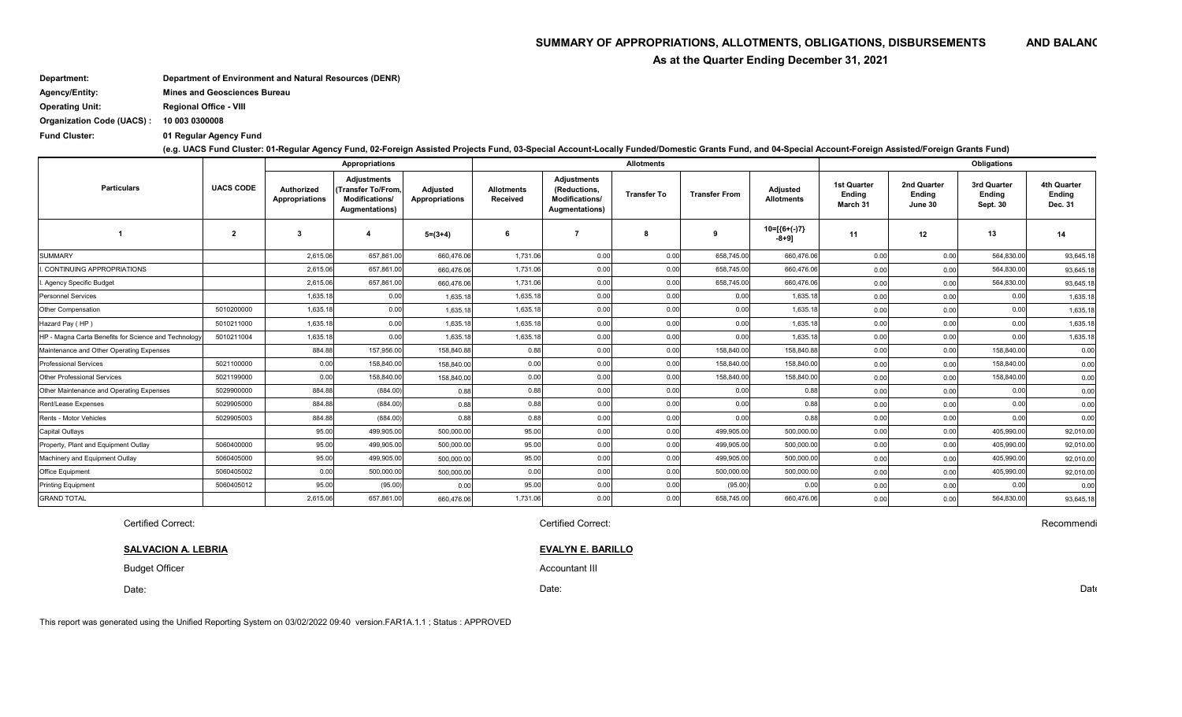# SUMMARY OF APPROPRIATIONS, ALLOTMENTS, OBLIGATIONS, DISBURSEMENTS AND BALANC

## As at the Quarter Ending December 31, 2021

**Department:** Department of Environment and Natural Resources (DENR)

**Agency/Entity:** Mines and Geosciences Bureau

**Operating Unit:** Regional Office - VIII

**Organization Code (UACS) :** 10 003 0300008

**Fund Cluster:** 01 Regular Agency Fund

**(e.g. UACS Fund Cluster: 01-Regular Agency Fund, 02-Foreign Assisted Projects Fund, 03-Special Account-Locally Funded/Domestic Grants Fund, and 04-Special Account-Foreign Assisted/Foreign Grants Fund)**

| Particulars | UACS CODE | Appropriations | | | Allotments | | | | | Obligations | | | |
|---|---|---|---|---|---|---|---|---|---|---|---|---|---|
| | | Authorized Appropriations | Adjustments (Transfer To/From, Modifications/ Augmentations) | Adjusted Appropriations | Allotments Received | Adjustments (Reductions, Modifications/ Augmentations) | Transfer To | Transfer From | Adjusted Allotments | 1st Quarter Ending March 31 | 2nd Quarter Ending June 30 | 3rd Quarter Ending Sept. 30 | 4th Quarter Ending Dec. 31 |
| 1 | 2 | 3 | 4 | 5=(3+4) | 6 | 7 | 8 | 9 | 10=[{6+(-)7} -8+9] | 11 | 12 | 13 | 14 |
| SUMMARY | | 2,615.06 | 657,861.00 | 660,476.06 | 1,731.06 | 0.00 | 0.00 | 658,745.00 | 660,476.06 | 0.00 | 0.00 | 564,830.00 | 93,645.18 |
| I. CONTINUING APPROPRIATIONS | | 2,615.06 | 657,861.00 | 660,476.06 | 1,731.06 | 0.00 | 0.00 | 658,745.00 | 660,476.06 | 0.00 | 0.00 | 564,830.00 | 93,645.18 |
| I. Agency Specific Budget | | 2,615.06 | 657,861.00 | 660,476.06 | 1,731.06 | 0.00 | 0.00 | 658,745.00 | 660,476.06 | 0.00 | 0.00 | 564,830.00 | 93,645.18 |
| Personnel Services | | 1,635.18 | 0.00 | 1,635.18 | 1,635.18 | 0.00 | 0.00 | 0.00 | 1,635.18 | 0.00 | 0.00 | 0.00 | 1,635.18 |
| Other Compensation | 5010200000 | 1,635.18 | 0.00 | 1,635.18 | 1,635.18 | 0.00 | 0.00 | 0.00 | 1,635.18 | 0.00 | 0.00 | 0.00 | 1,635.18 |
| Hazard Pay ( HP ) | 5010211000 | 1,635.18 | 0.00 | 1,635.18 | 1,635.18 | 0.00 | 0.00 | 0.00 | 1,635.18 | 0.00 | 0.00 | 0.00 | 1,635.18 |
| HP - Magna Carta Benefits for Science and Technology | 5010211004 | 1,635.18 | 0.00 | 1,635.18 | 1,635.18 | 0.00 | 0.00 | 0.00 | 1,635.18 | 0.00 | 0.00 | 0.00 | 1,635.18 |
| Maintenance and Other Operating Expenses | | 884.88 | 157,956.00 | 158,840.88 | 0.88 | 0.00 | 0.00 | 158,840.00 | 158,840.88 | 0.00 | 0.00 | 158,840.00 | 0.00 |
| Professional Services | 5021100000 | 0.00 | 158,840.00 | 158,840.00 | 0.00 | 0.00 | 0.00 | 158,840.00 | 158,840.00 | 0.00 | 0.00 | 158,840.00 | 0.00 |
| Other Professional Services | 5021199000 | 0.00 | 158,840.00 | 158,840.00 | 0.00 | 0.00 | 0.00 | 158,840.00 | 158,840.00 | 0.00 | 0.00 | 158,840.00 | 0.00 |
| Other Maintenance and Operating Expenses | 5029900000 | 884.88 | (884.00) | 0.88 | 0.88 | 0.00 | 0.00 | 0.00 | 0.88 | 0.00 | 0.00 | 0.00 | 0.00 |
| Rent/Lease Expenses | 5029905000 | 884.88 | (884.00) | 0.88 | 0.88 | 0.00 | 0.00 | 0.00 | 0.88 | 0.00 | 0.00 | 0.00 | 0.00 |
| Rents - Motor Vehicles | 5029905003 | 884.88 | (884.00) | 0.88 | 0.88 | 0.00 | 0.00 | 0.00 | 0.88 | 0.00 | 0.00 | 0.00 | 0.00 |
| Capital Outlays | | 95.00 | 499,905.00 | 500,000.00 | 95.00 | 0.00 | 0.00 | 499,905.00 | 500,000.00 | 0.00 | 0.00 | 405,990.00 | 92,010.00 |
| Property, Plant and Equipment Outlay | 5060400000 | 95.00 | 499,905.00 | 500,000.00 | 95.00 | 0.00 | 0.00 | 499,905.00 | 500,000.00 | 0.00 | 0.00 | 405,990.00 | 92,010.00 |
| Machinery and Equipment Outlay | 5060405000 | 95.00 | 499,905.00 | 500,000.00 | 95.00 | 0.00 | 0.00 | 499,905.00 | 500,000.00 | 0.00 | 0.00 | 405,990.00 | 92,010.00 |
| Office Equipment | 5060405002 | 0.00 | 500,000.00 | 500,000.00 | 0.00 | 0.00 | 0.00 | 500,000.00 | 500,000.00 | 0.00 | 0.00 | 405,990.00 | 92,010.00 |
| Printing Equipment | 5060405012 | 95.00 | (95.00) | 0.00 | 95.00 | 0.00 | 0.00 | (95.00) | 0.00 | 0.00 | 0.00 | 0.00 | 0.00 |
| GRAND TOTAL | | 2,615.06 | 657,861.00 | 660,476.06 | 1,731.06 | 0.00 | 0.00 | 658,745.00 | 660,476.06 | 0.00 | 0.00 | 564,830.00 | 93,645.18 |

Certified Correct:

**SALVACION A. LEBRIA**

Budget Officer

Date:

Certified Correct:

**EVALYN E. BARILLO**

Accountant III

Date:

Recommendi

Date

This report was generated using the Unified Reporting System on 03/02/2022 09:40 version.FAR1A.1.1 ; Status : APPROVED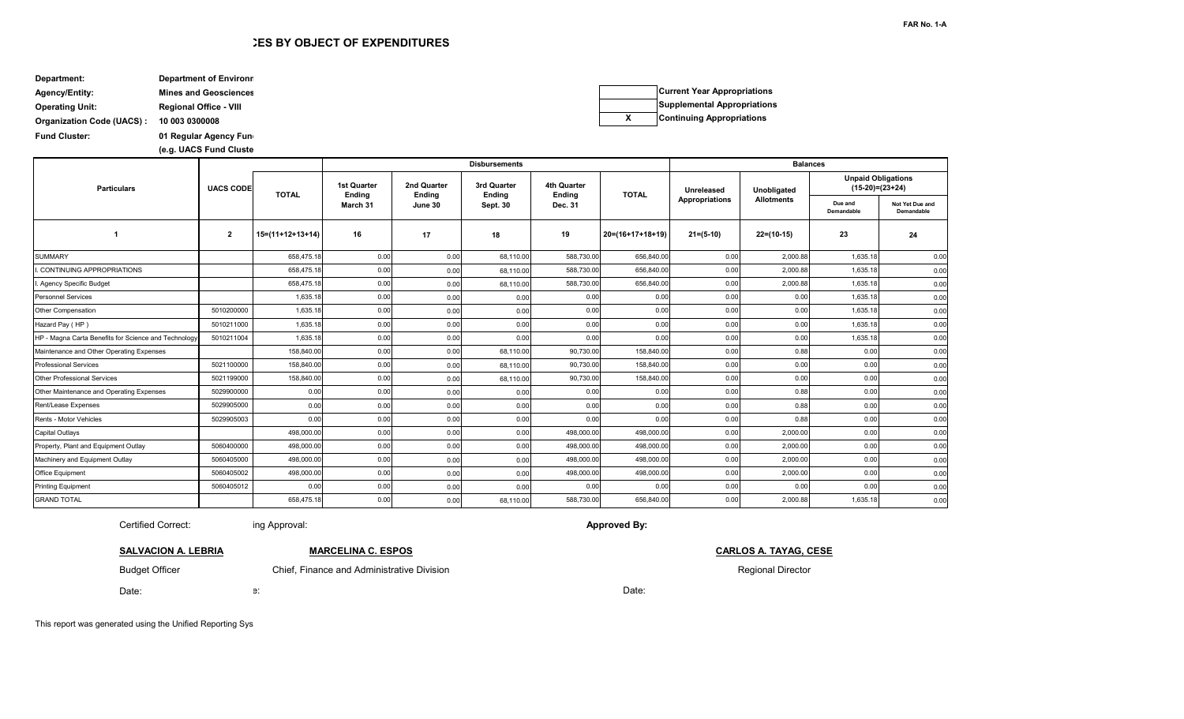FAR No. 1-A

# CES BY OBJECT OF EXPENDITURES

**Department:** Department of Environ
**Agency/Entity:** Mines and Geosciences
**Operating Unit:** Regional Office - VIII
**Organization Code (UACS) :** 10 003 0300008
**Fund Cluster:** 01 Regular Agency Fun
(e.g. UACS Fund Cluste

| | |
|---|---|
| | Current Year Appropriations |
| | Supplemental Appropriations |
| X | Continuing Appropriations |

| Particulars | UACS CODE | TOTAL | Disbursements | | | | | Balances | | | |
|---|---|---|---|---|---|---|---|---|---|---|---|
| | | | 1st Quarter Ending March 31 | 2nd Quarter Ending June 30 | 3rd Quarter Ending Sept. 30 | 4th Quarter Ending Dec. 31 | TOTAL | Unreleased Appropriations | Unobligated Allotments | Unpaid Obligations (15-20)=(23+24) | |
| | | | | | | | | | | Due and Demandable | Not Yet Due and Demandable |
| 1 | 2 | 15=(11+12+13+14) | 16 | 17 | 18 | 19 | 20=(16+17+18+19) | 21=(5-10) | 22=(10-15) | 23 | 24 |
| SUMMARY | | 658,475.18 | 0.00 | 0.00 | 68,110.00 | 588,730.00 | 656,840.00 | 0.00 | 2,000.88 | 1,635.18 | 0.00 |
| I. CONTINUING APPROPRIATIONS | | 658,475.18 | 0.00 | 0.00 | 68,110.00 | 588,730.00 | 656,840.00 | 0.00 | 2,000.88 | 1,635.18 | 0.00 |
| I. Agency Specific Budget | | 658,475.18 | 0.00 | 0.00 | 68,110.00 | 588,730.00 | 656,840.00 | 0.00 | 2,000.88 | 1,635.18 | 0.00 |
| Personnel Services | | 1,635.18 | 0.00 | 0.00 | 0.00 | 0.00 | 0.00 | 0.00 | 0.00 | 1,635.18 | 0.00 |
| Other Compensation | 5010200000 | 1,635.18 | 0.00 | 0.00 | 0.00 | 0.00 | 0.00 | 0.00 | 0.00 | 1,635.18 | 0.00 |
| Hazard Pay ( HP ) | 5010211000 | 1,635.18 | 0.00 | 0.00 | 0.00 | 0.00 | 0.00 | 0.00 | 0.00 | 1,635.18 | 0.00 |
| HP - Magna Carta Benefits for Science and Technology | 5010211004 | 1,635.18 | 0.00 | 0.00 | 0.00 | 0.00 | 0.00 | 0.00 | 0.00 | 1,635.18 | 0.00 |
| Maintenance and Other Operating Expenses | | 158,840.00 | 0.00 | 0.00 | 68,110.00 | 90,730.00 | 158,840.00 | 0.00 | 0.88 | 0.00 | 0.00 |
| Professional Services | 5021100000 | 158,840.00 | 0.00 | 0.00 | 68,110.00 | 90,730.00 | 158,840.00 | 0.00 | 0.00 | 0.00 | 0.00 |
| Other Professional Services | 5021199000 | 158,840.00 | 0.00 | 0.00 | 68,110.00 | 90,730.00 | 158,840.00 | 0.00 | 0.00 | 0.00 | 0.00 |
| Other Maintenance and Operating Expenses | 5029900000 | 0.00 | 0.00 | 0.00 | 0.00 | 0.00 | 0.00 | 0.00 | 0.88 | 0.00 | 0.00 |
| Rent/Lease Expenses | 5029905000 | 0.00 | 0.00 | 0.00 | 0.00 | 0.00 | 0.00 | 0.00 | 0.88 | 0.00 | 0.00 |
| Rents - Motor Vehicles | 5029905003 | 0.00 | 0.00 | 0.00 | 0.00 | 0.00 | 0.00 | 0.00 | 0.88 | 0.00 | 0.00 |
| Capital Outlays | | 498,000.00 | 0.00 | 0.00 | 0.00 | 498,000.00 | 498,000.00 | 0.00 | 2,000.00 | 0.00 | 0.00 |
| Property, Plant and Equipment Outlay | 5060400000 | 498,000.00 | 0.00 | 0.00 | 0.00 | 498,000.00 | 498,000.00 | 0.00 | 2,000.00 | 0.00 | 0.00 |
| Machinery and Equipment Outlay | 5060405000 | 498,000.00 | 0.00 | 0.00 | 0.00 | 498,000.00 | 498,000.00 | 0.00 | 2,000.00 | 0.00 | 0.00 |
| Office Equipment | 5060405002 | 498,000.00 | 0.00 | 0.00 | 0.00 | 498,000.00 | 498,000.00 | 0.00 | 2,000.00 | 0.00 | 0.00 |
| Printing Equipment | 5060405012 | 0.00 | 0.00 | 0.00 | 0.00 | 0.00 | 0.00 | 0.00 | 0.00 | 0.00 | 0.00 |
| GRAND TOTAL | | 658,475.18 | 0.00 | 0.00 | 68,110.00 | 588,730.00 | 656,840.00 | 0.00 | 2,000.88 | 1,635.18 | 0.00 |

Certified Correct: ing Approval: **Approved By:**

**SALVACION A. LEBRIA** — Budget Officer

**MARCELINA C. ESPOS** — Chief, Finance and Administrative Division

**CARLOS A. TAYAG, CESE** — Regional Director

Date: e: Date:

This report was generated using the Unified Reporting Sys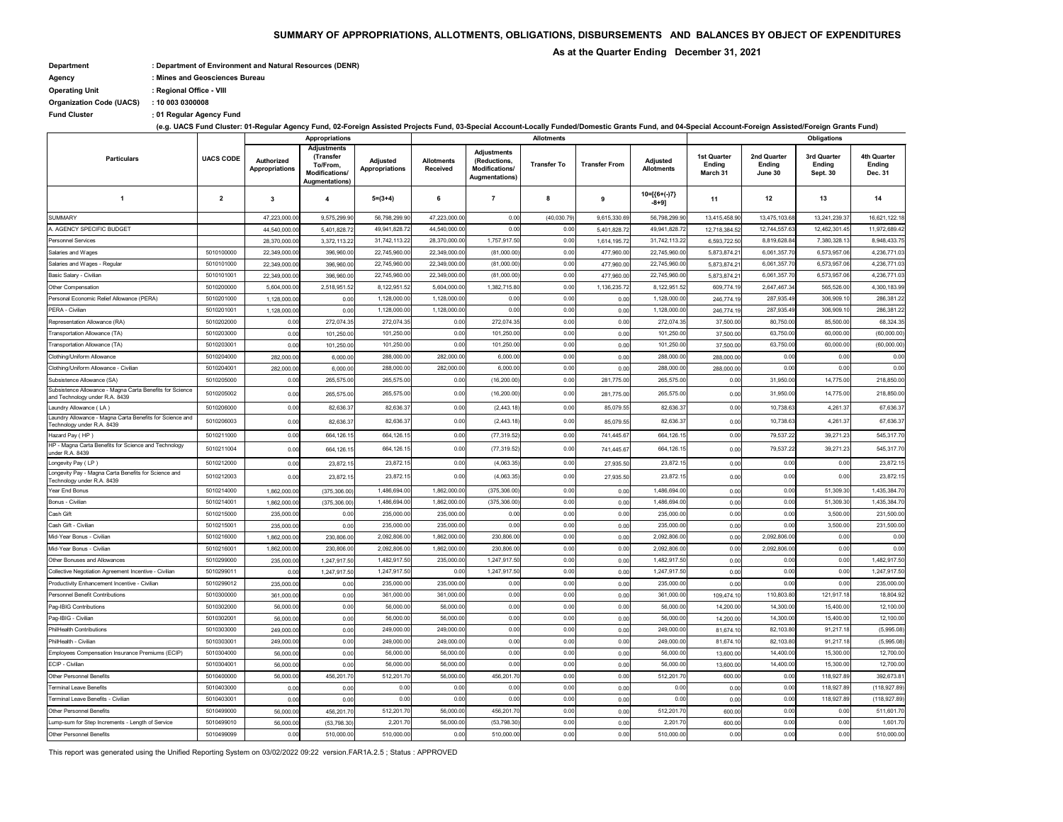# SUMMARY OF APPROPRIATIONS, ALLOTMENTS, OBLIGATIONS, DISBURSEMENTS AND BALANCES BY OBJECT OF EXPENDITURES

**As at the Quarter Ending December 31, 2021**

**Department** : Department of Environment and Natural Resources (DENR)
**Agency** : Mines and Geosciences Bureau
**Operating Unit** : Regional Office - VIII
**Organization Code (UACS)** : 10 003 0300008
**Fund Cluster** : 01 Regular Agency Fund

(e.g. UACS Fund Cluster: 01-Regular Agency Fund, 02-Foreign Assisted Projects Fund, 03-Special Account-Locally Funded/Domestic Grants Fund, and 04-Special Account-Foreign Assisted/Foreign Grants Fund)

| Particulars | UACS CODE | Appropriations | | | Allotments | | | | | Obligations | | | |
|---|---|---|---|---|---|---|---|---|---|---|---|---|---|
| | | Authorized Appropriations | Adjustments (Transfer To/From, Modifications/ Augmentations) | Adjusted Appropriations | Allotments Received | Adjustments (Reductions, Modifications/ Augmentations) | Transfer To | Transfer From | Adjusted Allotments | 1st Quarter Ending March 31 | 2nd Quarter Ending June 30 | 3rd Quarter Ending Sept. 30 | 4th Quarter Ending Dec. 31 |
| 1 | 2 | 3 | 4 | 5=(3+4) | 6 | 7 | 8 | 9 | 10=[{6+(-)7}-8+9] | 11 | 12 | 13 | 14 |
| SUMMARY | | 47,223,000.00 | 9,575,299.90 | 56,798,299.90 | 47,223,000.00 | 0.00 | (40,030.79) | 9,615,330.69 | 56,798,299.90 | 13,415,458.90 | 13,475,103.68 | 13,241,239.37 | 16,621,122.18 |
| A. AGENCY SPECIFIC BUDGET | | 44,540,000.00 | 5,401,828.72 | 49,941,828.72 | 44,540,000.00 | 0.00 | 0.00 | 5,401,828.72 | 49,941,828.72 | 12,718,384.52 | 12,744,557.63 | 12,462,301.45 | 11,972,689.42 |
| Personnel Services | | 28,370,000.00 | 3,372,113.22 | 31,742,113.22 | 28,370,000.00 | 1,757,917.50 | 0.00 | 1,614,195.72 | 31,742,113.22 | 6,593,722.50 | 8,819,628.84 | 7,380,328.13 | 8,948,433.75 |
| Salaries and Wages | 5010100000 | 22,349,000.00 | 396,960.00 | 22,745,960.00 | 22,349,000.00 | (81,000.00) | 0.00 | 477,960.00 | 22,745,960.00 | 5,873,874.21 | 6,061,357.70 | 6,573,957.06 | 4,236,771.03 |
| Salaries and Wages - Regular | 5010101000 | 22,349,000.00 | 396,960.00 | 22,745,960.00 | 22,349,000.00 | (81,000.00) | 0.00 | 477,960.00 | 22,745,960.00 | 5,873,874.21 | 6,061,357.70 | 6,573,957.06 | 4,236,771.03 |
| Basic Salary - Civilian | 5010101001 | 22,349,000.00 | 396,960.00 | 22,745,960.00 | 22,349,000.00 | (81,000.00) | 0.00 | 477,960.00 | 22,745,960.00 | 5,873,874.21 | 6,061,357.70 | 6,573,957.06 | 4,236,771.03 |
| Other Compensation | 5010200000 | 5,604,000.00 | 2,518,951.52 | 8,122,951.52 | 5,604,000.00 | 1,382,715.80 | 0.00 | 1,136,235.72 | 8,122,951.52 | 609,774.19 | 2,647,467.34 | 565,526.00 | 4,300,183.99 |
| Personal Economic Relief Allowance (PERA) | 5010201000 | 1,128,000.00 | 0.00 | 1,128,000.00 | 1,128,000.00 | 0.00 | 0.00 | 0.00 | 1,128,000.00 | 246,774.19 | 287,935.49 | 306,909.10 | 286,381.22 |
| PERA - Civilian | 5010201001 | 1,128,000.00 | 0.00 | 1,128,000.00 | 1,128,000.00 | 0.00 | 0.00 | 0.00 | 1,128,000.00 | 246,774.19 | 287,935.49 | 306,909.10 | 286,381.22 |
| Representation Allowance (RA) | 5010202000 | 0.00 | 272,074.35 | 272,074.35 | 0.00 | 272,074.35 | 0.00 | 0.00 | 272,074.35 | 37,500.00 | 80,750.00 | 85,500.00 | 68,324.35 |
| Transportation Allowance (TA) | 5010203000 | 0.00 | 101,250.00 | 101,250.00 | 0.00 | 101,250.00 | 0.00 | 0.00 | 101,250.00 | 37,500.00 | 63,750.00 | 60,000.00 | (60,000.00) |
| Transportation Allowance (TA) | 5010203001 | 0.00 | 101,250.00 | 101,250.00 | 0.00 | 101,250.00 | 0.00 | 0.00 | 101,250.00 | 37,500.00 | 63,750.00 | 60,000.00 | (60,000.00) |
| Clothing/Uniform Allowance | 5010204000 | 282,000.00 | 6,000.00 | 288,000.00 | 282,000.00 | 6,000.00 | 0.00 | 0.00 | 288,000.00 | 288,000.00 | 0.00 | 0.00 | 0.00 |
| Clothing/Uniform Allowance - Civilian | 5010204001 | 282,000.00 | 6,000.00 | 288,000.00 | 282,000.00 | 6,000.00 | 0.00 | 0.00 | 288,000.00 | 288,000.00 | 0.00 | 0.00 | 0.00 |
| Subsistence Allowance (SA) | 5010205000 | 0.00 | 265,575.00 | 265,575.00 | 0.00 | (16,200.00) | 0.00 | 281,775.00 | 265,575.00 | 0.00 | 31,950.00 | 14,775.00 | 218,850.00 |
| Subsistence Allowance - Magna Carta Benefits for Science and Technology under R.A. 8439 | 5010205002 | 0.00 | 265,575.00 | 265,575.00 | 0.00 | (16,200.00) | 0.00 | 281,775.00 | 265,575.00 | 0.00 | 31,950.00 | 14,775.00 | 218,850.00 |
| Laundry Allowance ( LA ) | 5010206000 | 0.00 | 82,636.37 | 82,636.37 | 0.00 | (2,443.18) | 0.00 | 85,079.55 | 82,636.37 | 0.00 | 10,738.63 | 4,261.37 | 67,636.37 |
| Laundry Allowance - Magna Carta Benefits for Science and Technology under R.A. 8439 | 5010206003 | 0.00 | 82,636.37 | 82,636.37 | 0.00 | (2,443.18) | 0.00 | 85,079.55 | 82,636.37 | 0.00 | 10,738.63 | 4,261.37 | 67,636.37 |
| Hazard Pay ( HP ) | 5010211000 | 0.00 | 664,126.15 | 664,126.15 | 0.00 | (77,319.52) | 0.00 | 741,445.67 | 664,126.15 | 0.00 | 79,537.22 | 39,271.23 | 545,317.70 |
| HP - Magna Carta Benefits for Science and Technology under R.A. 8439 | 5010211004 | 0.00 | 664,126.15 | 664,126.15 | 0.00 | (77,319.52) | 0.00 | 741,445.67 | 664,126.15 | 0.00 | 79,537.22 | 39,271.23 | 545,317.70 |
| Longevity Pay ( LP ) | 5010212000 | 0.00 | 23,872.15 | 23,872.15 | 0.00 | (4,063.35) | 0.00 | 27,935.50 | 23,872.15 | 0.00 | 0.00 | 0.00 | 23,872.15 |
| Longevity Pay - Magna Carta Benefits for Science and Technology under R.A. 8439 | 5010212003 | 0.00 | 23,872.15 | 23,872.15 | 0.00 | (4,063.35) | 0.00 | 27,935.50 | 23,872.15 | 0.00 | 0.00 | 0.00 | 23,872.15 |
| Year End Bonus | 5010214000 | 1,862,000.00 | (375,306.00) | 1,486,694.00 | 1,862,000.00 | (375,306.00) | 0.00 | 0.00 | 1,486,694.00 | 0.00 | 0.00 | 51,309.30 | 1,435,384.70 |
| Bonus - Civilian | 5010214001 | 1,862,000.00 | (375,306.00) | 1,486,694.00 | 1,862,000.00 | (375,306.00) | 0.00 | 0.00 | 1,486,694.00 | 0.00 | 0.00 | 51,309.30 | 1,435,384.70 |
| Cash Gift | 5010215000 | 235,000.00 | 0.00 | 235,000.00 | 235,000.00 | 0.00 | 0.00 | 0.00 | 235,000.00 | 0.00 | 0.00 | 3,500.00 | 231,500.00 |
| Cash Gift - Civilian | 5010215001 | 235,000.00 | 0.00 | 235,000.00 | 235,000.00 | 0.00 | 0.00 | 0.00 | 235,000.00 | 0.00 | 0.00 | 3,500.00 | 231,500.00 |
| Mid-Year Bonus - Civilian | 5010216000 | 1,862,000.00 | 230,806.00 | 2,092,806.00 | 1,862,000.00 | 230,806.00 | 0.00 | 0.00 | 2,092,806.00 | 0.00 | 2,092,806.00 | 0.00 | 0.00 |
| Mid-Year Bonus - Civilian | 5010216001 | 1,862,000.00 | 230,806.00 | 2,092,806.00 | 1,862,000.00 | 230,806.00 | 0.00 | 0.00 | 2,092,806.00 | 0.00 | 2,092,806.00 | 0.00 | 0.00 |
| Other Bonuses and Allowances | 5010299000 | 235,000.00 | 1,247,917.50 | 1,482,917.50 | 235,000.00 | 1,247,917.50 | 0.00 | 0.00 | 1,482,917.50 | 0.00 | 0.00 | 0.00 | 1,482,917.50 |
| Collective Negotiation Agreement Incentive - Civilian | 5010299011 | 0.00 | 1,247,917.50 | 1,247,917.50 | 0.00 | 1,247,917.50 | 0.00 | 0.00 | 1,247,917.50 | 0.00 | 0.00 | 0.00 | 1,247,917.50 |
| Productivity Enhancement Incentive - Civilian | 5010299012 | 235,000.00 | 0.00 | 235,000.00 | 235,000.00 | 0.00 | 0.00 | 0.00 | 235,000.00 | 0.00 | 0.00 | 0.00 | 235,000.00 |
| Personnel Benefit Contributions | 5010300000 | 361,000.00 | 0.00 | 361,000.00 | 361,000.00 | 0.00 | 0.00 | 0.00 | 361,000.00 | 109,474.10 | 110,803.80 | 121,917.18 | 18,804.92 |
| Pag-IBIG Contributions | 5010302000 | 56,000.00 | 0.00 | 56,000.00 | 56,000.00 | 0.00 | 0.00 | 0.00 | 56,000.00 | 14,200.00 | 14,300.00 | 15,400.00 | 12,100.00 |
| Pag-IBIG - Civilian | 5010302001 | 56,000.00 | 0.00 | 56,000.00 | 56,000.00 | 0.00 | 0.00 | 0.00 | 56,000.00 | 14,200.00 | 14,300.00 | 15,400.00 | 12,100.00 |
| PhilHealth Contributions | 5010303000 | 249,000.00 | 0.00 | 249,000.00 | 249,000.00 | 0.00 | 0.00 | 0.00 | 249,000.00 | 81,674.10 | 82,103.80 | 91,217.18 | (5,995.08) |
| PhilHealth - Civilian | 5010303001 | 249,000.00 | 0.00 | 249,000.00 | 249,000.00 | 0.00 | 0.00 | 0.00 | 249,000.00 | 81,674.10 | 82,103.80 | 91,217.18 | (5,995.08) |
| Employees Compensation Insurance Premiums (ECIP) | 5010304000 | 56,000.00 | 0.00 | 56,000.00 | 56,000.00 | 0.00 | 0.00 | 0.00 | 56,000.00 | 13,600.00 | 14,400.00 | 15,300.00 | 12,700.00 |
| ECIP - Civilian | 5010304001 | 56,000.00 | 0.00 | 56,000.00 | 56,000.00 | 0.00 | 0.00 | 0.00 | 56,000.00 | 13,600.00 | 14,400.00 | 15,300.00 | 12,700.00 |
| Other Personnel Benefits | 5010400000 | 56,000.00 | 456,201.70 | 512,201.70 | 56,000.00 | 456,201.70 | 0.00 | 0.00 | 512,201.70 | 600.00 | 0.00 | 118,927.89 | 392,673.81 |
| Terminal Leave Benefits | 5010403000 | 0.00 | 0.00 | 0.00 | 0.00 | 0.00 | 0.00 | 0.00 | 0.00 | 0.00 | 0.00 | 118,927.89 | (118,927.89) |
| Terminal Leave Benefits - Civilian | 5010403001 | 0.00 | 0.00 | 0.00 | 0.00 | 0.00 | 0.00 | 0.00 | 0.00 | 0.00 | 0.00 | 118,927.89 | (118,927.89) |
| Other Personnel Benefits | 5010499000 | 56,000.00 | 456,201.70 | 512,201.70 | 56,000.00 | 456,201.70 | 0.00 | 0.00 | 512,201.70 | 600.00 | 0.00 | 0.00 | 511,601.70 |
| Lump-sum for Step Increments - Length of Service | 5010499010 | 56,000.00 | (53,798.30) | 2,201.70 | 56,000.00 | (53,798.30) | 0.00 | 0.00 | 2,201.70 | 600.00 | 0.00 | 0.00 | 1,601.70 |
| Other Personnel Benefits | 5010499099 | 0.00 | 510,000.00 | 510,000.00 | 0.00 | 510,000.00 | 0.00 | 0.00 | 510,000.00 | 0.00 | 0.00 | 0.00 | 510,000.00 |

This report was generated using the Unified Reporting System on 03/02/2022 09:22 version.FAR1A.2.5 ; Status : APPROVED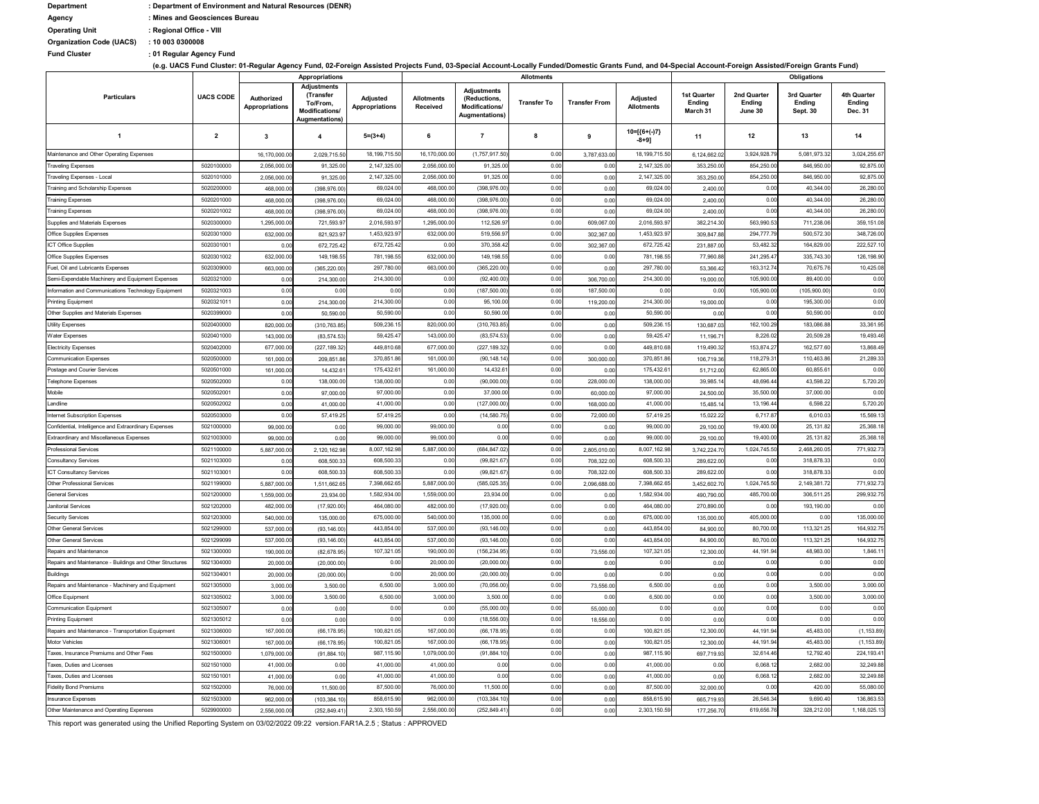**Department** : **Department of Environment and Natural Resources (DENR)**

**Agency** : **Mines and Geosciences Bureau**

**Operating Unit** : **Regional Office - VIII**

**Organization Code (UACS)** : **10 003 0300008**

**Fund Cluster** : **01 Regular Agency Fund**

**(e.g. UACS Fund Cluster: 01-Regular Agency Fund, 02-Foreign Assisted Projects Fund, 03-Special Account-Locally Funded/Domestic Grants Fund, and 04-Special Account-Foreign Assisted/Foreign Grants Fund)**

| Particulars | UACS CODE | Appropriations | | | Allotments | | | | | Obligations | | | |
|---|---|---|---|---|---|---|---|---|---|---|---|---|---|
| | | Authorized Appropriations | Adjustments (Transfer To/From, Modifications/ Augmentations) | Adjusted Appropriations | Allotments Received | Adjustments (Reductions, Modifications/ Augmentations) | Transfer To | Transfer From | Adjusted Allotments | 1st Quarter Ending March 31 | 2nd Quarter Ending June 30 | 3rd Quarter Ending Sept. 30 | 4th Quarter Ending Dec. 31 |
| 1 | 2 | 3 | 4 | 5=(3+4) | 6 | 7 | 8 | 9 | 10=[{6+(-)7} -8+9] | 11 | 12 | 13 | 14 |
| Maintenance and Other Operating Expenses | | 16,170,000.00 | 2,029,715.50 | 18,199,715.50 | 16,170,000.00 | (1,757,917.50) | 0.00 | 3,787,633.00 | 18,199,715.50 | 6,124,662.02 | 3,924,928.79 | 5,081,973.32 | 3,024,255.67 |
| Traveling Expenses | 5020100000 | 2,056,000.00 | 91,325.00 | 2,147,325.00 | 2,056,000.00 | 91,325.00 | 0.00 | 0.00 | 2,147,325.00 | 353,250.00 | 854,250.00 | 846,950.00 | 92,875.00 |
| Traveling Expenses - Local | 5020101000 | 2,056,000.00 | 91,325.00 | 2,147,325.00 | 2,056,000.00 | 91,325.00 | 0.00 | 0.00 | 2,147,325.00 | 353,250.00 | 854,250.00 | 846,950.00 | 92,875.00 |
| Training and Scholarship Expenses | 5020200000 | 468,000.00 | (398,976.00) | 69,024.00 | 468,000.00 | (398,976.00) | 0.00 | 0.00 | 69,024.00 | 2,400.00 | 0.00 | 40,344.00 | 26,280.00 |
| Training Expenses | 5020201000 | 468,000.00 | (398,976.00) | 69,024.00 | 468,000.00 | (398,976.00) | 0.00 | 0.00 | 69,024.00 | 2,400.00 | 0.00 | 40,344.00 | 26,280.00 |
| Training Expenses | 5020201002 | 468,000.00 | (398,976.00) | 69,024.00 | 468,000.00 | (398,976.00) | 0.00 | 0.00 | 69,024.00 | 2,400.00 | 0.00 | 40,344.00 | 26,280.00 |
| Supplies and Materials Expenses | 5020300000 | 1,295,000.00 | 721,593.97 | 2,016,593.97 | 1,295,000.00 | 112,526.97 | 0.00 | 609,067.00 | 2,016,593.97 | 382,214.30 | 563,990.53 | 711,238.06 | 359,151.08 |
| Office Supplies Expenses | 5020301000 | 632,000.00 | 821,923.97 | 1,453,923.97 | 632,000.00 | 519,556.97 | 0.00 | 302,367.00 | 1,453,923.97 | 309,847.88 | 294,777.79 | 500,572.30 | 348,726.00 |
| ICT Office Supplies | 5020301001 | 0.00 | 672,725.42 | 672,725.42 | 0.00 | 370,358.42 | 0.00 | 302,367.00 | 672,725.42 | 231,887.00 | 53,482.32 | 164,829.00 | 222,527.10 |
| Office Supplies Expenses | 5020301002 | 632,000.00 | 149,198.55 | 781,198.55 | 632,000.00 | 149,198.55 | 0.00 | 0.00 | 781,198.55 | 77,960.88 | 241,295.47 | 335,743.30 | 126,198.90 |
| Fuel, Oil and Lubricants Expenses | 5020309000 | 663,000.00 | (365,220.00) | 297,780.00 | 663,000.00 | (365,220.00) | 0.00 | 0.00 | 297,780.00 | 53,366.42 | 163,312.74 | 70,675.76 | 10,425.08 |
| Semi-Expendable Machinery and Equipment Expenses | 5020321000 | 0.00 | 214,300.00 | 214,300.00 | 0.00 | (92,400.00) | 0.00 | 306,700.00 | 214,300.00 | 19,000.00 | 105,900.00 | 89,400.00 | 0.00 |
| Information and Communications Technology Equipment | 5020321003 | 0.00 | 0.00 | 0.00 | 0.00 | (187,500.00) | 0.00 | 187,500.00 | 0.00 | 0.00 | 105,900.00 | (105,900.00) | 0.00 |
| Printing Equipment | 5020321011 | 0.00 | 214,300.00 | 214,300.00 | 0.00 | 95,100.00 | 0.00 | 119,200.00 | 214,300.00 | 19,000.00 | 0.00 | 195,300.00 | 0.00 |
| Other Supplies and Materials Expenses | 5020399000 | 0.00 | 50,590.00 | 50,590.00 | 0.00 | 50,590.00 | 0.00 | 0.00 | 50,590.00 | 0.00 | 0.00 | 50,590.00 | 0.00 |
| Utility Expenses | 5020400000 | 820,000.00 | (310,763.85) | 509,236.15 | 820,000.00 | (310,763.85) | 0.00 | 0.00 | 509,236.15 | 130,687.03 | 162,100.29 | 183,086.88 | 33,361.95 |
| Water Expenses | 5020401000 | 143,000.00 | (83,574.53) | 59,425.47 | 143,000.00 | (83,574.53) | 0.00 | 0.00 | 59,425.47 | 11,196.71 | 8,226.02 | 20,509.28 | 19,493.46 |
| Electricity Expenses | 5020402000 | 677,000.00 | (227,189.32) | 449,810.68 | 677,000.00 | (227,189.32) | 0.00 | 0.00 | 449,810.68 | 119,490.32 | 153,874.27 | 162,577.60 | 13,868.49 |
| Communication Expenses | 5020500000 | 161,000.00 | 209,851.86 | 370,851.86 | 161,000.00 | (90,148.14) | 0.00 | 300,000.00 | 370,851.86 | 106,719.36 | 118,279.31 | 110,463.86 | 21,289.33 |
| Postage and Courier Services | 5020501000 | 161,000.00 | 14,432.61 | 175,432.61 | 161,000.00 | 14,432.61 | 0.00 | 0.00 | 175,432.61 | 51,712.00 | 62,865.00 | 60,855.61 | 0.00 |
| Telephone Expenses | 5020502000 | 0.00 | 138,000.00 | 138,000.00 | 0.00 | (90,000.00) | 0.00 | 228,000.00 | 138,000.00 | 39,985.14 | 48,696.44 | 43,598.22 | 5,720.20 |
| Mobile | 5020502001 | 0.00 | 97,000.00 | 97,000.00 | 0.00 | 37,000.00 | 0.00 | 60,000.00 | 97,000.00 | 24,500.00 | 35,500.00 | 37,000.00 | 0.00 |
| Landline | 5020502002 | 0.00 | 41,000.00 | 41,000.00 | 0.00 | (127,000.00) | 0.00 | 168,000.00 | 41,000.00 | 15,485.14 | 13,196.44 | 6,598.22 | 5,720.20 |
| Internet Subscription Expenses | 5020503000 | 0.00 | 57,419.25 | 57,419.25 | 0.00 | (14,580.75) | 0.00 | 72,000.00 | 57,419.25 | 15,022.22 | 6,717.87 | 6,010.03 | 15,569.13 |
| Confidential, Intelligence and Extraordinary Expenses | 5021000000 | 99,000.00 | 0.00 | 99,000.00 | 99,000.00 | 0.00 | 0.00 | 0.00 | 99,000.00 | 29,100.00 | 19,400.00 | 25,131.82 | 25,368.18 |
| Extraordinary and Miscellaneous Expenses | 5021003000 | 99,000.00 | 0.00 | 99,000.00 | 99,000.00 | 0.00 | 0.00 | 0.00 | 99,000.00 | 29,100.00 | 19,400.00 | 25,131.82 | 25,368.18 |
| Professional Services | 5021100000 | 5,887,000.00 | 2,120,162.98 | 8,007,162.98 | 5,887,000.00 | (684,847.02) | 0.00 | 2,805,010.00 | 8,007,162.98 | 3,742,224.70 | 1,024,745.50 | 2,468,260.05 | 771,932.73 |
| Consultancy Services | 5021103000 | 0.00 | 608,500.33 | 608,500.33 | 0.00 | (99,821.67) | 0.00 | 708,322.00 | 608,500.33 | 289,622.00 | 0.00 | 318,878.33 | 0.00 |
| ICT Consultancy Services | 5021103001 | 0.00 | 608,500.33 | 608,500.33 | 0.00 | (99,821.67) | 0.00 | 708,322.00 | 608,500.33 | 289,622.00 | 0.00 | 318,878.33 | 0.00 |
| Other Professional Services | 5021199000 | 5,887,000.00 | 1,511,662.65 | 7,398,662.65 | 5,887,000.00 | (585,025.35) | 0.00 | 2,096,688.00 | 7,398,662.65 | 3,452,602.70 | 1,024,745.50 | 2,149,381.72 | 771,932.73 |
| General Services | 5021200000 | 1,559,000.00 | 23,934.00 | 1,582,934.00 | 1,559,000.00 | 23,934.00 | 0.00 | 0.00 | 1,582,934.00 | 490,790.00 | 485,700.00 | 306,511.25 | 299,932.75 |
| Janitorial Services | 5021202000 | 482,000.00 | (17,920.00) | 464,080.00 | 482,000.00 | (17,920.00) | 0.00 | 0.00 | 464,080.00 | 270,890.00 | 0.00 | 193,190.00 | 0.00 |
| Security Services | 5021203000 | 540,000.00 | 135,000.00 | 675,000.00 | 540,000.00 | 135,000.00 | 0.00 | 0.00 | 675,000.00 | 135,000.00 | 405,000.00 | 0.00 | 135,000.00 |
| Other General Services | 5021299000 | 537,000.00 | (93,146.00) | 443,854.00 | 537,000.00 | (93,146.00) | 0.00 | 0.00 | 443,854.00 | 84,900.00 | 80,700.00 | 113,321.25 | 164,932.75 |
| Other General Services | 5021299099 | 537,000.00 | (93,146.00) | 443,854.00 | 537,000.00 | (93,146.00) | 0.00 | 0.00 | 443,854.00 | 84,900.00 | 80,700.00 | 113,321.25 | 164,932.75 |
| Repairs and Maintenance | 5021300000 | 190,000.00 | (82,678.95) | 107,321.05 | 190,000.00 | (156,234.95) | 0.00 | 73,556.00 | 107,321.05 | 12,300.00 | 44,191.94 | 48,983.00 | 1,846.11 |
| Repairs and Maintenance - Buildings and Other Structures | 5021304000 | 20,000.00 | (20,000.00) | 0.00 | 20,000.00 | (20,000.00) | 0.00 | 0.00 | 0.00 | 0.00 | 0.00 | 0.00 | 0.00 |
| Buildings | 5021304001 | 20,000.00 | (20,000.00) | 0.00 | 20,000.00 | (20,000.00) | 0.00 | 0.00 | 0.00 | 0.00 | 0.00 | 0.00 | 0.00 |
| Repairs and Maintenance - Machinery and Equipment | 5021305000 | 3,000.00 | 3,500.00 | 6,500.00 | 3,000.00 | (70,056.00) | 0.00 | 73,556.00 | 6,500.00 | 0.00 | 0.00 | 3,500.00 | 3,000.00 |
| Office Equipment | 5021305002 | 3,000.00 | 3,500.00 | 6,500.00 | 3,000.00 | 3,500.00 | 0.00 | 0.00 | 6,500.00 | 0.00 | 0.00 | 3,500.00 | 3,000.00 |
| Communication Equipment | 5021305007 | 0.00 | 0.00 | 0.00 | 0.00 | (55,000.00) | 0.00 | 55,000.00 | 0.00 | 0.00 | 0.00 | 0.00 | 0.00 |
| Printing Equipment | 5021305012 | 0.00 | 0.00 | 0.00 | 0.00 | (18,556.00) | 0.00 | 18,556.00 | 0.00 | 0.00 | 0.00 | 0.00 | 0.00 |
| Repairs and Maintenance - Transportation Equipment | 5021306000 | 167,000.00 | (66,178.95) | 100,821.05 | 167,000.00 | (66,178.95) | 0.00 | 0.00 | 100,821.05 | 12,300.00 | 44,191.94 | 45,483.00 | (1,153.89) |
| Motor Vehicles | 5021306001 | 167,000.00 | (66,178.95) | 100,821.05 | 167,000.00 | (66,178.95) | 0.00 | 0.00 | 100,821.05 | 12,300.00 | 44,191.94 | 45,483.00 | (1,153.89) |
| Taxes, Insurance Premiums and Other Fees | 5021500000 | 1,079,000.00 | (91,884.10) | 987,115.90 | 1,079,000.00 | (91,884.10) | 0.00 | 0.00 | 987,115.90 | 697,719.93 | 32,614.46 | 12,792.40 | 224,193.41 |
| Taxes, Duties and Licenses | 5021501000 | 41,000.00 | 0.00 | 41,000.00 | 41,000.00 | 0.00 | 0.00 | 0.00 | 41,000.00 | 0.00 | 6,068.12 | 2,682.00 | 32,249.88 |
| Taxes, Duties and Licenses | 5021501001 | 41,000.00 | 0.00 | 41,000.00 | 41,000.00 | 0.00 | 0.00 | 0.00 | 41,000.00 | 0.00 | 6,068.12 | 2,682.00 | 32,249.88 |
| Fidelity Bond Premiums | 5021502000 | 76,000.00 | 11,500.00 | 87,500.00 | 76,000.00 | 11,500.00 | 0.00 | 0.00 | 87,500.00 | 32,000.00 | 0.00 | 420.00 | 55,080.00 |
| Insurance Expenses | 5021503000 | 962,000.00 | (103,384.10) | 858,615.90 | 962,000.00 | (103,384.10) | 0.00 | 0.00 | 858,615.90 | 665,719.93 | 26,546.34 | 9,690.40 | 136,863.53 |
| Other Maintenance and Operating Expenses | 5029900000 | 2,556,000.00 | (252,849.41) | 2,303,150.59 | 2,556,000.00 | (252,849.41) | 0.00 | 0.00 | 2,303,150.59 | 177,256.70 | 619,656.76 | 328,212.00 | 1,168,025.13 |

This report was generated using the Unified Reporting System on 03/02/2022 09:22 version.FAR1A.2.5 ; Status : APPROVED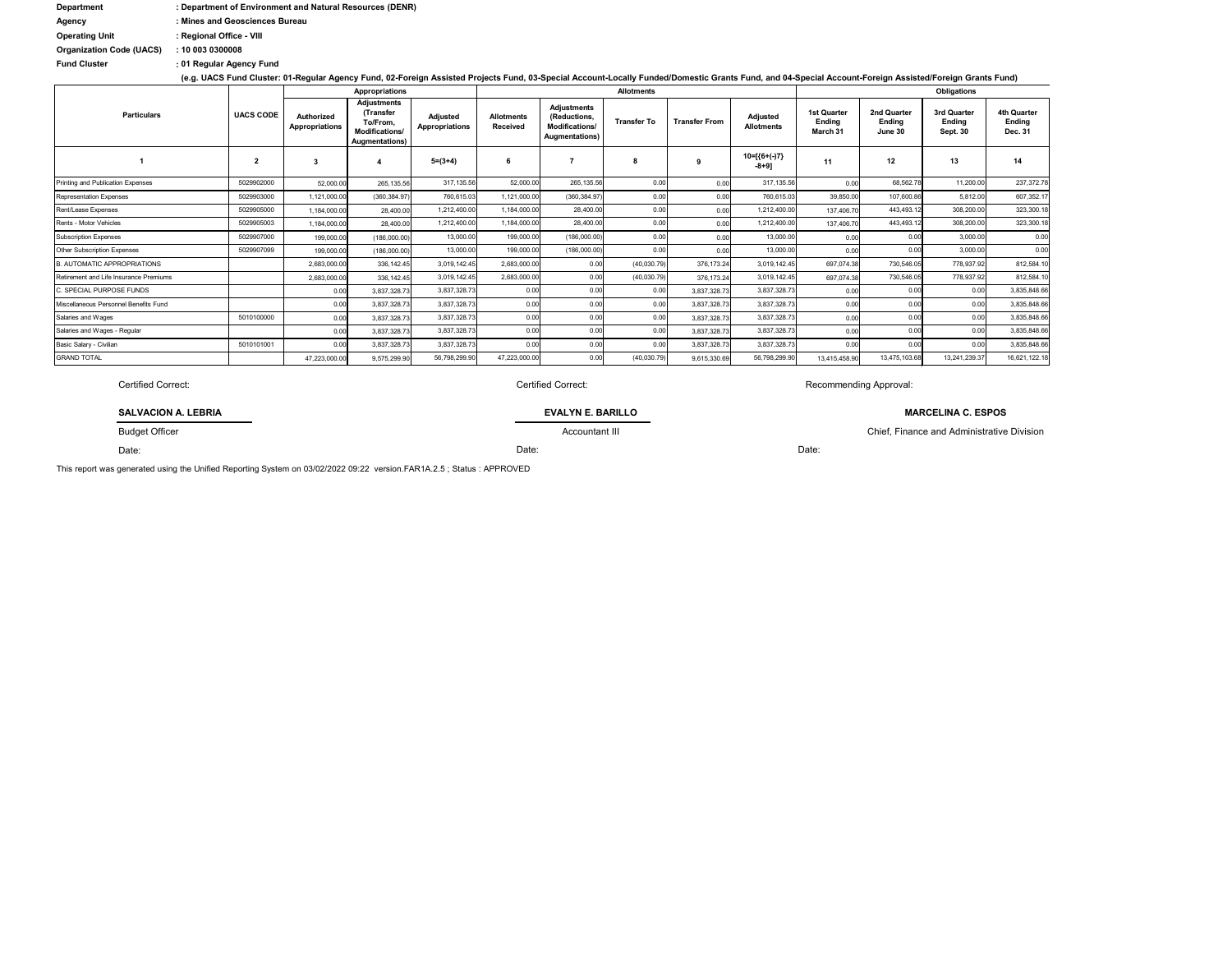| | |
|---|---|
| **Department** | **: Department of Environment and Natural Resources (DENR)** |
| **Agency** | **: Mines and Geosciences Bureau** |
| **Operating Unit** | **: Regional Office - VIII** |
| **Organization Code (UACS)** | **: 10 003 0300008** |
| **Fund Cluster** | **: 01 Regular Agency Fund** |

**(e.g. UACS Fund Cluster: 01-Regular Agency Fund, 02-Foreign Assisted Projects Fund, 03-Special Account-Locally Funded/Domestic Grants Fund, and 04-Special Account-Foreign Assisted/Foreign Grants Fund)**

| Particulars | UACS CODE | Appropriations | | | Allotments | | | | | Obligations | | | |
|---|---|---|---|---|---|---|---|---|---|---|---|---|---|
| | | Authorized Appropriations | Adjustments (Transfer To/From, Modifications/ Augmentations) | Adjusted Appropriations | Allotments Received | Adjustments (Reductions, Modifications/ Augmentations) | Transfer To | Transfer From | Adjusted Allotments | 1st Quarter Ending March 31 | 2nd Quarter Ending June 30 | 3rd Quarter Ending Sept. 30 | 4th Quarter Ending Dec. 31 |
| 1 | 2 | 3 | 4 | 5=(3+4) | 6 | 7 | 8 | 9 | 10=[{6+(-)7} -8+9] | 11 | 12 | 13 | 14 |
| Printing and Publication Expenses | 5029902000 | 52,000.00 | 265,135.56 | 317,135.56 | 52,000.00 | 265,135.56 | 0.00 | 0.00 | 317,135.56 | 0.00 | 68,562.78 | 11,200.00 | 237,372.78 |
| Representation Expenses | 5029903000 | 1,121,000.00 | (360,384.97) | 760,615.03 | 1,121,000.00 | (360,384.97) | 0.00 | 0.00 | 760,615.03 | 39,850.00 | 107,600.86 | 5,812.00 | 607,352.17 |
| Rent/Lease Expenses | 5029905000 | 1,184,000.00 | 28,400.00 | 1,212,400.00 | 1,184,000.00 | 28,400.00 | 0.00 | 0.00 | 1,212,400.00 | 137,406.70 | 443,493.12 | 308,200.00 | 323,300.18 |
| Rents - Motor Vehicles | 5029905003 | 1,184,000.00 | 28,400.00 | 1,212,400.00 | 1,184,000.00 | 28,400.00 | 0.00 | 0.00 | 1,212,400.00 | 137,406.70 | 443,493.12 | 308,200.00 | 323,300.18 |
| Subscription Expenses | 5029907000 | 199,000.00 | (186,000.00) | 13,000.00 | 199,000.00 | (186,000.00) | 0.00 | 0.00 | 13,000.00 | 0.00 | 0.00 | 3,000.00 | 0.00 |
| Other Subscription Expenses | 5029907099 | 199,000.00 | (186,000.00) | 13,000.00 | 199,000.00 | (186,000.00) | 0.00 | 0.00 | 13,000.00 | 0.00 | 0.00 | 3,000.00 | 0.00 |
| B. AUTOMATIC APPROPRIATIONS | | 2,683,000.00 | 336,142.45 | 3,019,142.45 | 2,683,000.00 | 0.00 | (40,030.79) | 376,173.24 | 3,019,142.45 | 697,074.38 | 730,546.05 | 778,937.92 | 812,584.10 |
| Retirement and Life Insurance Premiums | | 2,683,000.00 | 336,142.45 | 3,019,142.45 | 2,683,000.00 | 0.00 | (40,030.79) | 376,173.24 | 3,019,142.45 | 697,074.38 | 730,546.05 | 778,937.92 | 812,584.10 |
| C. SPECIAL PURPOSE FUNDS | | 0.00 | 3,837,328.73 | 3,837,328.73 | 0.00 | 0.00 | 0.00 | 3,837,328.73 | 3,837,328.73 | 0.00 | 0.00 | 0.00 | 3,835,848.66 |
| Miscellaneous Personnel Benefits Fund | | 0.00 | 3,837,328.73 | 3,837,328.73 | 0.00 | 0.00 | 0.00 | 3,837,328.73 | 3,837,328.73 | 0.00 | 0.00 | 0.00 | 3,835,848.66 |
| Salaries and Wages | 5010100000 | 0.00 | 3,837,328.73 | 3,837,328.73 | 0.00 | 0.00 | 0.00 | 3,837,328.73 | 3,837,328.73 | 0.00 | 0.00 | 0.00 | 3,835,848.66 |
| Salaries and Wages - Regular | | 0.00 | 3,837,328.73 | 3,837,328.73 | 0.00 | 0.00 | 0.00 | 3,837,328.73 | 3,837,328.73 | 0.00 | 0.00 | 0.00 | 3,835,848.66 |
| Basic Salary - Civilian | 5010101001 | 0.00 | 3,837,328.73 | 3,837,328.73 | 0.00 | 0.00 | 0.00 | 3,837,328.73 | 3,837,328.73 | 0.00 | 0.00 | 0.00 | 3,835,848.66 |
| GRAND TOTAL | | 47,223,000.00 | 9,575,299.90 | 56,798,299.90 | 47,223,000.00 | 0.00 | (40,030.79) | 9,615,330.69 | 56,798,299.90 | 13,415,458.90 | 13,475,103.68 | 13,241,239.37 | 16,621,122.18 |

| Certified Correct: | Certified Correct: | Recommending Approval: |
|---|---|---|
| **SALVACION A. LEBRIA** | **EVALYN E. BARILLO** | **MARCELINA C. ESPOS** |
| Budget Officer | Accountant III | Chief, Finance and Administrative Division |
| Date: | Date: | Date: |

This report was generated using the Unified Reporting System on 03/02/2022 09:22 version.FAR1A.2.5 ; Status : APPROVED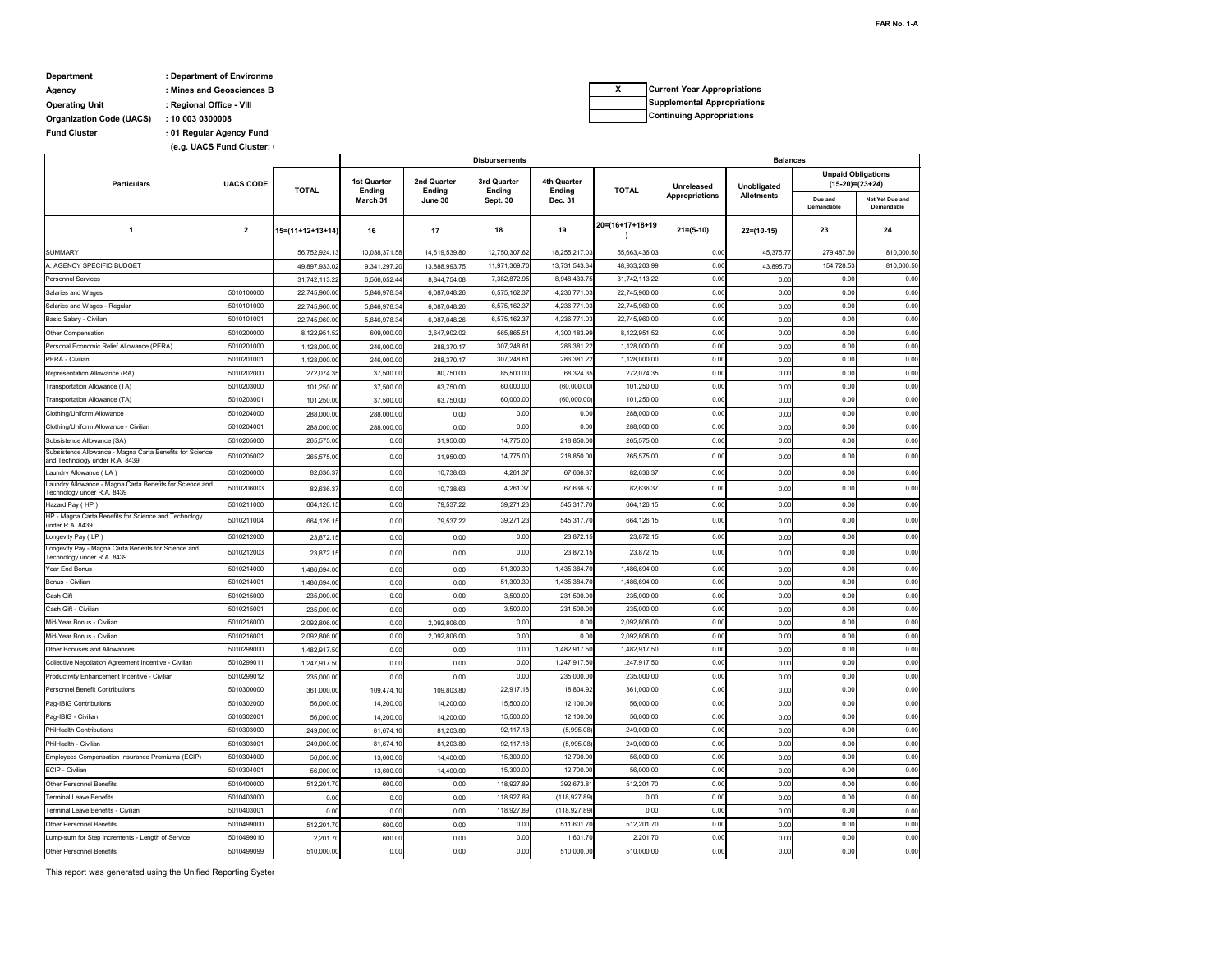FAR No. 1-A

**Department** : Department of Environme
**Agency** : Mines and Geosciences B
**Operating Unit** : Regional Office - VIII
**Organization Code (UACS)** : 10 003 0300008
**Fund Cluster** : 01 Regular Agency Fund
(e.g. UACS Fund Cluster: (

| X | Current Year Appropriations |
|---|---|
| | Supplemental Appropriations |
| | Continuing Appropriations |

| Particulars | UACS CODE | | Disbursements | | | | | Balances | | | |
|---|---|---|---|---|---|---|---|---|---|---|---|
| | | TOTAL | 1st Quarter Ending March 31 | 2nd Quarter Ending June 30 | 3rd Quarter Ending Sept. 30 | 4th Quarter Ending Dec. 31 | TOTAL | Unreleased Appropriations | Unobligated Allotments | Unpaid Obligations (15-20)=(23+24) | |
| | | | | | | | | | | Due and Demandable | Not Yet Due and Demandable |
| 1 | 2 | 15=(11+12+13+14) | 16 | 17 | 18 | 19 | 20=(16+17+18+19) | 21=(5-10) | 22=(10-15) | 23 | 24 |
| SUMMARY | | 56,752,924.13 | 10,038,371.58 | 14,619,539.80 | 12,750,307.62 | 18,255,217.03 | 55,663,436.03 | 0.00 | 45,375.77 | 279,487.60 | 810,000.50 |
| A. AGENCY SPECIFIC BUDGET | | 49,897,933.02 | 9,341,297.20 | 13,888,993.75 | 11,971,369.70 | 13,731,543.34 | 48,933,203.99 | 0.00 | 43,895.70 | 154,728.53 | 810,000.50 |
| Personnel Services | | 31,742,113.22 | 6,566,052.44 | 8,844,754.08 | 7,382,872.95 | 8,948,433.75 | 31,742,113.22 | 0.00 | 0.00 | 0.00 | 0.00 |
| Salaries and Wages | 5010100000 | 22,745,960.00 | 5,846,978.34 | 6,087,048.26 | 6,575,162.37 | 4,236,771.03 | 22,745,960.00 | 0.00 | 0.00 | 0.00 | 0.00 |
| Salaries and Wages - Regular | 5010101000 | 22,745,960.00 | 5,846,978.34 | 6,087,048.26 | 6,575,162.37 | 4,236,771.03 | 22,745,960.00 | 0.00 | 0.00 | 0.00 | 0.00 |
| Basic Salary - Civilian | 5010101001 | 22,745,960.00 | 5,846,978.34 | 6,087,048.26 | 6,575,162.37 | 4,236,771.03 | 22,745,960.00 | 0.00 | 0.00 | 0.00 | 0.00 |
| Other Compensation | 5010200000 | 8,122,951.52 | 609,000.00 | 2,647,902.02 | 565,865.51 | 4,300,183.99 | 8,122,951.52 | 0.00 | 0.00 | 0.00 | 0.00 |
| Personal Economic Relief Allowance (PERA) | 5010201000 | 1,128,000.00 | 246,000.00 | 288,370.17 | 307,248.61 | 286,381.22 | 1,128,000.00 | 0.00 | 0.00 | 0.00 | 0.00 |
| PERA - Civilian | 5010201001 | 1,128,000.00 | 246,000.00 | 288,370.17 | 307,248.61 | 286,381.22 | 1,128,000.00 | 0.00 | 0.00 | 0.00 | 0.00 |
| Representation Allowance (RA) | 5010202000 | 272,074.35 | 37,500.00 | 80,750.00 | 85,500.00 | 68,324.35 | 272,074.35 | 0.00 | 0.00 | 0.00 | 0.00 |
| Transportation Allowance (TA) | 5010203000 | 101,250.00 | 37,500.00 | 63,750.00 | 60,000.00 | (60,000.00) | 101,250.00 | 0.00 | 0.00 | 0.00 | 0.00 |
| Transportation Allowance (TA) | 5010203001 | 101,250.00 | 37,500.00 | 63,750.00 | 60,000.00 | (60,000.00) | 101,250.00 | 0.00 | 0.00 | 0.00 | 0.00 |
| Clothing/Uniform Allowance | 5010204000 | 288,000.00 | 288,000.00 | 0.00 | 0.00 | 0.00 | 288,000.00 | 0.00 | 0.00 | 0.00 | 0.00 |
| Clothing/Uniform Allowance - Civilian | 5010204001 | 288,000.00 | 288,000.00 | 0.00 | 0.00 | 0.00 | 288,000.00 | 0.00 | 0.00 | 0.00 | 0.00 |
| Subsistence Allowance (SA) | 5010205000 | 265,575.00 | 0.00 | 31,950.00 | 14,775.00 | 218,850.00 | 265,575.00 | 0.00 | 0.00 | 0.00 | 0.00 |
| Subsistence Allowance - Magna Carta Benefits for Science and Technology under R.A. 8439 | 5010205002 | 265,575.00 | 0.00 | 31,950.00 | 14,775.00 | 218,850.00 | 265,575.00 | 0.00 | 0.00 | 0.00 | 0.00 |
| Laundry Allowance ( LA ) | 5010206000 | 82,636.37 | 0.00 | 10,738.63 | 4,261.37 | 67,636.37 | 82,636.37 | 0.00 | 0.00 | 0.00 | 0.00 |
| Laundry Allowance - Magna Carta Benefits for Science and Technology under R.A. 8439 | 5010206003 | 82,636.37 | 0.00 | 10,738.63 | 4,261.37 | 67,636.37 | 82,636.37 | 0.00 | 0.00 | 0.00 | 0.00 |
| Hazard Pay ( HP ) | 5010211000 | 664,126.15 | 0.00 | 79,537.22 | 39,271.23 | 545,317.70 | 664,126.15 | 0.00 | 0.00 | 0.00 | 0.00 |
| HP - Magna Carta Benefits for Science and Technology under R.A. 8439 | 5010211004 | 664,126.15 | 0.00 | 79,537.22 | 39,271.23 | 545,317.70 | 664,126.15 | 0.00 | 0.00 | 0.00 | 0.00 |
| Longevity Pay ( LP ) | 5010212000 | 23,872.15 | 0.00 | 0.00 | 0.00 | 23,872.15 | 23,872.15 | 0.00 | 0.00 | 0.00 | 0.00 |
| Longevity Pay - Magna Carta Benefits for Science and Technology under R.A. 8439 | 5010212003 | 23,872.15 | 0.00 | 0.00 | 0.00 | 23,872.15 | 23,872.15 | 0.00 | 0.00 | 0.00 | 0.00 |
| Year End Bonus | 5010214000 | 1,486,694.00 | 0.00 | 0.00 | 51,309.30 | 1,435,384.70 | 1,486,694.00 | 0.00 | 0.00 | 0.00 | 0.00 |
| Bonus - Civilian | 5010214001 | 1,486,694.00 | 0.00 | 0.00 | 51,309.30 | 1,435,384.70 | 1,486,694.00 | 0.00 | 0.00 | 0.00 | 0.00 |
| Cash Gift | 5010215000 | 235,000.00 | 0.00 | 0.00 | 3,500.00 | 231,500.00 | 235,000.00 | 0.00 | 0.00 | 0.00 | 0.00 |
| Cash Gift - Civilian | 5010215001 | 235,000.00 | 0.00 | 0.00 | 3,500.00 | 231,500.00 | 235,000.00 | 0.00 | 0.00 | 0.00 | 0.00 |
| Mid-Year Bonus - Civilian | 5010216000 | 2,092,806.00 | 0.00 | 2,092,806.00 | 0.00 | 0.00 | 2,092,806.00 | 0.00 | 0.00 | 0.00 | 0.00 |
| Mid-Year Bonus - Civilian | 5010216001 | 2,092,806.00 | 0.00 | 2,092,806.00 | 0.00 | 0.00 | 2,092,806.00 | 0.00 | 0.00 | 0.00 | 0.00 |
| Other Bonuses and Allowances | 5010299000 | 1,482,917.50 | 0.00 | 0.00 | 0.00 | 1,482,917.50 | 1,482,917.50 | 0.00 | 0.00 | 0.00 | 0.00 |
| Collective Negotiation Agreement Incentive - Civilian | 5010299011 | 1,247,917.50 | 0.00 | 0.00 | 0.00 | 1,247,917.50 | 1,247,917.50 | 0.00 | 0.00 | 0.00 | 0.00 |
| Productivity Enhancement Incentive - Civilian | 5010299012 | 235,000.00 | 0.00 | 0.00 | 0.00 | 235,000.00 | 235,000.00 | 0.00 | 0.00 | 0.00 | 0.00 |
| Personnel Benefit Contributions | 5010300000 | 361,000.00 | 109,474.10 | 109,803.80 | 122,917.18 | 18,804.92 | 361,000.00 | 0.00 | 0.00 | 0.00 | 0.00 |
| Pag-IBIG Contributions | 5010302000 | 56,000.00 | 14,200.00 | 14,200.00 | 15,500.00 | 12,100.00 | 56,000.00 | 0.00 | 0.00 | 0.00 | 0.00 |
| Pag-IBIG - Civilian | 5010302001 | 56,000.00 | 14,200.00 | 14,200.00 | 15,500.00 | 12,100.00 | 56,000.00 | 0.00 | 0.00 | 0.00 | 0.00 |
| PhilHealth Contributions | 5010303000 | 249,000.00 | 81,674.10 | 81,203.80 | 92,117.18 | (5,995.08) | 249,000.00 | 0.00 | 0.00 | 0.00 | 0.00 |
| PhilHealth - Civilian | 5010303001 | 249,000.00 | 81,674.10 | 81,203.80 | 92,117.18 | (5,995.08) | 249,000.00 | 0.00 | 0.00 | 0.00 | 0.00 |
| Employees Compensation Insurance Premiums (ECIP) | 5010304000 | 56,000.00 | 13,600.00 | 14,400.00 | 15,300.00 | 12,700.00 | 56,000.00 | 0.00 | 0.00 | 0.00 | 0.00 |
| ECIP - Civilian | 5010304001 | 56,000.00 | 13,600.00 | 14,400.00 | 15,300.00 | 12,700.00 | 56,000.00 | 0.00 | 0.00 | 0.00 | 0.00 |
| Other Personnel Benefits | 5010400000 | 512,201.70 | 600.00 | 0.00 | 118,927.89 | 392,673.81 | 512,201.70 | 0.00 | 0.00 | 0.00 | 0.00 |
| Terminal Leave Benefits | 5010403000 | 0.00 | 0.00 | 0.00 | 118,927.89 | (118,927.89) | 0.00 | 0.00 | 0.00 | 0.00 | 0.00 |
| Terminal Leave Benefits - Civilian | 5010403001 | 0.00 | 0.00 | 0.00 | 118,927.89 | (118,927.89) | 0.00 | 0.00 | 0.00 | 0.00 | 0.00 |
| Other Personnel Benefits | 5010499000 | 512,201.70 | 600.00 | 0.00 | 0.00 | 511,601.70 | 512,201.70 | 0.00 | 0.00 | 0.00 | 0.00 |
| Lump-sum for Step Increments - Length of Service | 5010499010 | 2,201.70 | 600.00 | 0.00 | 0.00 | 1,601.70 | 2,201.70 | 0.00 | 0.00 | 0.00 | 0.00 |
| Other Personnel Benefits | 5010499099 | 510,000.00 | 0.00 | 0.00 | 0.00 | 510,000.00 | 510,000.00 | 0.00 | 0.00 | 0.00 | 0.00 |

This report was generated using the Unified Reporting Syster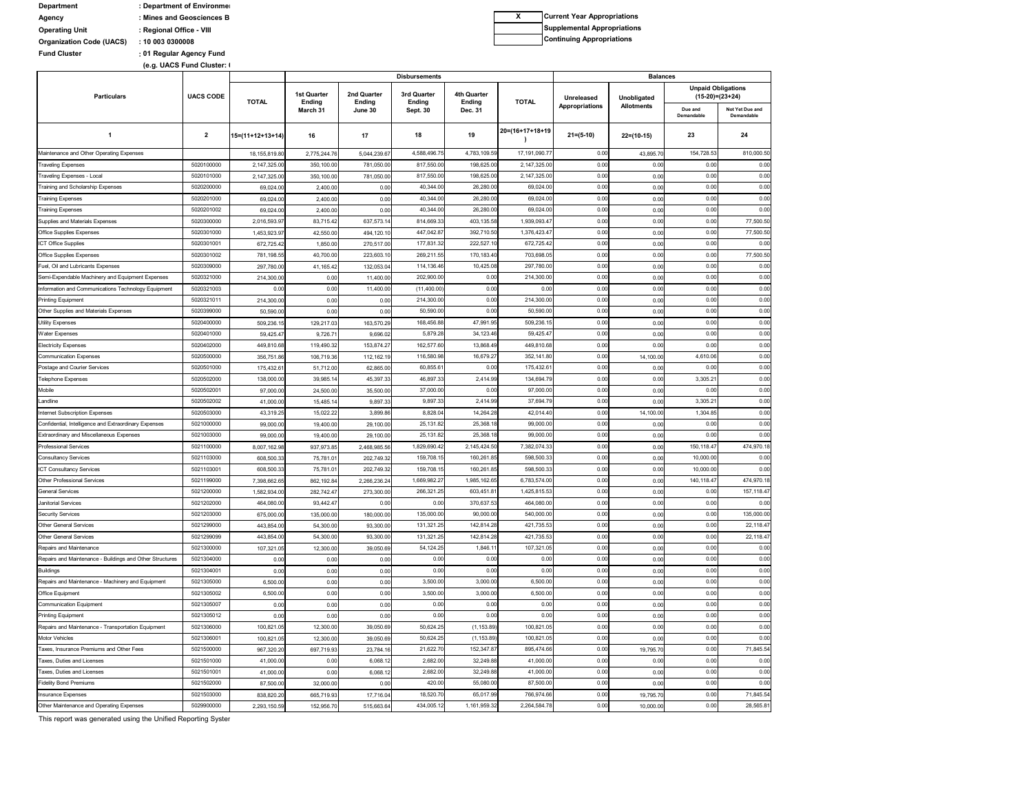| | | |
|---|---|---|
| Department | : Department of Environme | |
| Agency | : Mines and Geosciences B | |
| Operating Unit | : Regional Office - VIII | |
| Organization Code (UACS) | : 10 003 0300008 | |
| Fund Cluster | : 01 Regular Agency Fund | |
| | (e.g. UACS Fund Cluster: ( | |

| | |
|---|---|
| X | Current Year Appropriations |
| | Supplemental Appropriations |
| | Continuing Appropriations |

| Particulars | UACS CODE | Disbursements | | | | | | Balances | | | |
|---|---|---|---|---|---|---|---|---|---|---|---|
| | | TOTAL | 1st Quarter Ending March 31 | 2nd Quarter Ending June 30 | 3rd Quarter Ending Sept. 30 | 4th Quarter Ending Dec. 31 | TOTAL | Unreleased Appropriations | Unobligated Allotments | Unpaid Obligations (15-20)=(23+24) | |
| | | | | | | | | | | Due and Demandable | Not Yet Due and Demandable |
| 1 | 2 | 15=(11+12+13+14) | 16 | 17 | 18 | 19 | 20=(16+17+18+19) | 21=(5-10) | 22=(10-15) | 23 | 24 |
| Maintenance and Other Operating Expenses | | 18,155,819.80 | 2,775,244.76 | 5,044,239.67 | 4,588,496.75 | 4,783,109.59 | 17,191,090.77 | 0.00 | 43,895.70 | 154,728.53 | 810,000.50 |
| Traveling Expenses | 5020100000 | 2,147,325.00 | 350,100.00 | 781,050.00 | 817,550.00 | 198,625.00 | 2,147,325.00 | 0.00 | 0.00 | 0.00 | 0.00 |
| Traveling Expenses - Local | 5020101000 | 2,147,325.00 | 350,100.00 | 781,050.00 | 817,550.00 | 198,625.00 | 2,147,325.00 | 0.00 | 0.00 | 0.00 | 0.00 |
| Training and Scholarship Expenses | 5020200000 | 69,024.00 | 2,400.00 | 0.00 | 40,344.00 | 26,280.00 | 69,024.00 | 0.00 | 0.00 | 0.00 | 0.00 |
| Training Expenses | 5020201000 | 69,024.00 | 2,400.00 | 0.00 | 40,344.00 | 26,280.00 | 69,024.00 | 0.00 | 0.00 | 0.00 | 0.00 |
| Training Expenses | 5020201002 | 69,024.00 | 2,400.00 | 0.00 | 40,344.00 | 26,280.00 | 69,024.00 | 0.00 | 0.00 | 0.00 | 0.00 |
| Supplies and Materials Expenses | 5020300000 | 2,016,593.97 | 83,715.42 | 637,573.14 | 814,669.33 | 403,135.58 | 1,939,093.47 | 0.00 | 0.00 | 0.00 | 77,500.50 |
| Office Supplies Expenses | 5020301000 | 1,453,923.97 | 42,550.00 | 494,120.10 | 447,042.87 | 392,710.50 | 1,376,423.47 | 0.00 | 0.00 | 0.00 | 77,500.50 |
| ICT Office Supplies | 5020301001 | 672,725.42 | 1,850.00 | 270,517.00 | 177,831.32 | 222,527.10 | 672,725.42 | 0.00 | 0.00 | 0.00 | 0.00 |
| Office Supplies Expenses | 5020301002 | 781,198.55 | 40,700.00 | 223,603.10 | 269,211.55 | 170,183.40 | 703,698.05 | 0.00 | 0.00 | 0.00 | 77,500.50 |
| Fuel, Oil and Lubricants Expenses | 5020309000 | 297,780.00 | 41,165.42 | 132,053.04 | 114,136.46 | 10,425.08 | 297,780.00 | 0.00 | 0.00 | 0.00 | 0.00 |
| Semi-Expendable Machinery and Equipment Expenses | 5020321000 | 214,300.00 | 0.00 | 11,400.00 | 202,900.00 | 0.00 | 214,300.00 | 0.00 | 0.00 | 0.00 | 0.00 |
| Information and Communications Technology Equipment | 5020321003 | 0.00 | 0.00 | 11,400.00 | (11,400.00) | 0.00 | 0.00 | 0.00 | 0.00 | 0.00 | 0.00 |
| Printing Equipment | 5020321011 | 214,300.00 | 0.00 | 0.00 | 214,300.00 | 0.00 | 214,300.00 | 0.00 | 0.00 | 0.00 | 0.00 |
| Other Supplies and Materials Expenses | 5020399000 | 50,590.00 | 0.00 | 0.00 | 50,590.00 | 0.00 | 50,590.00 | 0.00 | 0.00 | 0.00 | 0.00 |
| Utility Expenses | 5020400000 | 509,236.15 | 129,217.03 | 163,570.29 | 168,456.88 | 47,991.95 | 509,236.15 | 0.00 | 0.00 | 0.00 | 0.00 |
| Water Expenses | 5020401000 | 59,425.47 | 9,726.71 | 9,696.02 | 5,879.28 | 34,123.46 | 59,425.47 | 0.00 | 0.00 | 0.00 | 0.00 |
| Electricity Expenses | 5020402000 | 449,810.68 | 119,490.32 | 153,874.27 | 162,577.60 | 13,868.49 | 449,810.68 | 0.00 | 0.00 | 0.00 | 0.00 |
| Communication Expenses | 5020500000 | 356,751.86 | 106,719.36 | 112,162.19 | 116,580.98 | 16,679.27 | 352,141.80 | 0.00 | 14,100.00 | 4,610.06 | 0.00 |
| Postage and Courier Services | 5020501000 | 175,432.61 | 51,712.00 | 62,865.00 | 60,855.61 | 0.00 | 175,432.61 | 0.00 | 0.00 | 0.00 | 0.00 |
| Telephone Expenses | 5020502000 | 138,000.00 | 39,985.14 | 45,397.33 | 46,897.33 | 2,414.99 | 134,694.79 | 0.00 | 0.00 | 3,305.21 | 0.00 |
| Mobile | 5020502001 | 97,000.00 | 24,500.00 | 35,500.00 | 37,000.00 | 0.00 | 97,000.00 | 0.00 | 0.00 | 0.00 | 0.00 |
| Landline | 5020502002 | 41,000.00 | 15,485.14 | 9,897.33 | 9,897.33 | 2,414.99 | 37,694.79 | 0.00 | 0.00 | 3,305.21 | 0.00 |
| Internet Subscription Expenses | 5020503000 | 43,319.25 | 15,022.22 | 3,899.86 | 8,828.04 | 14,264.28 | 42,014.40 | 0.00 | 14,100.00 | 1,304.85 | 0.00 |
| Confidential, Intelligence and Extraordinary Expenses | 5021000000 | 99,000.00 | 19,400.00 | 29,100.00 | 25,131.82 | 25,368.18 | 99,000.00 | 0.00 | 0.00 | 0.00 | 0.00 |
| Extraordinary and Miscellaneous Expenses | 5021003000 | 99,000.00 | 19,400.00 | 29,100.00 | 25,131.82 | 25,368.18 | 99,000.00 | 0.00 | 0.00 | 0.00 | 0.00 |
| Professional Services | 5021100000 | 8,007,162.98 | 937,973.85 | 2,468,985.56 | 1,829,690.42 | 2,145,424.50 | 7,382,074.33 | 0.00 | 0.00 | 150,118.47 | 474,970.18 |
| Consultancy Services | 5021103000 | 608,500.33 | 75,781.01 | 202,749.32 | 159,708.15 | 160,261.85 | 598,500.33 | 0.00 | 0.00 | 10,000.00 | 0.00 |
| ICT Consultancy Services | 5021103001 | 608,500.33 | 75,781.01 | 202,749.32 | 159,708.15 | 160,261.85 | 598,500.33 | 0.00 | 0.00 | 10,000.00 | 0.00 |
| Other Professional Services | 5021199000 | 7,398,662.65 | 862,192.84 | 2,266,236.24 | 1,669,982.27 | 1,985,162.65 | 6,783,574.00 | 0.00 | 0.00 | 140,118.47 | 474,970.18 |
| General Services | 5021200000 | 1,582,934.00 | 282,742.47 | 273,300.00 | 266,321.25 | 603,451.81 | 1,425,815.53 | 0.00 | 0.00 | 0.00 | 157,118.47 |
| Janitorial Services | 5021202000 | 464,080.00 | 93,442.47 | 0.00 | 0.00 | 370,637.53 | 464,080.00 | 0.00 | 0.00 | 0.00 | 0.00 |
| Security Services | 5021203000 | 675,000.00 | 135,000.00 | 180,000.00 | 135,000.00 | 90,000.00 | 540,000.00 | 0.00 | 0.00 | 0.00 | 135,000.00 |
| Other General Services | 5021299000 | 443,854.00 | 54,300.00 | 93,300.00 | 131,321.25 | 142,814.28 | 421,735.53 | 0.00 | 0.00 | 0.00 | 22,118.47 |
| Other General Services | 5021299099 | 443,854.00 | 54,300.00 | 93,300.00 | 131,321.25 | 142,814.28 | 421,735.53 | 0.00 | 0.00 | 0.00 | 22,118.47 |
| Repairs and Maintenance | 5021300000 | 107,321.05 | 12,300.00 | 39,050.69 | 54,124.25 | 1,846.11 | 107,321.05 | 0.00 | 0.00 | 0.00 | 0.00 |
| Repairs and Maintenance - Buildings and Other Structures | 5021304000 | 0.00 | 0.00 | 0.00 | 0.00 | 0.00 | 0.00 | 0.00 | 0.00 | 0.00 | 0.00 |
| Buildings | 5021304001 | 0.00 | 0.00 | 0.00 | 0.00 | 0.00 | 0.00 | 0.00 | 0.00 | 0.00 | 0.00 |
| Repairs and Maintenance - Machinery and Equipment | 5021305000 | 6,500.00 | 0.00 | 0.00 | 3,500.00 | 3,000.00 | 6,500.00 | 0.00 | 0.00 | 0.00 | 0.00 |
| Office Equipment | 5021305002 | 6,500.00 | 0.00 | 0.00 | 3,500.00 | 3,000.00 | 6,500.00 | 0.00 | 0.00 | 0.00 | 0.00 |
| Communication Equipment | 5021305007 | 0.00 | 0.00 | 0.00 | 0.00 | 0.00 | 0.00 | 0.00 | 0.00 | 0.00 | 0.00 |
| Printing Equipment | 5021305012 | 0.00 | 0.00 | 0.00 | 0.00 | 0.00 | 0.00 | 0.00 | 0.00 | 0.00 | 0.00 |
| Repairs and Maintenance - Transportation Equipment | 5021306000 | 100,821.05 | 12,300.00 | 39,050.69 | 50,624.25 | (1,153.89) | 100,821.05 | 0.00 | 0.00 | 0.00 | 0.00 |
| Motor Vehicles | 5021306001 | 100,821.05 | 12,300.00 | 39,050.69 | 50,624.25 | (1,153.89) | 100,821.05 | 0.00 | 0.00 | 0.00 | 0.00 |
| Taxes, Insurance Premiums and Other Fees | 5021500000 | 967,320.20 | 697,719.93 | 23,784.16 | 21,622.70 | 152,347.87 | 895,474.66 | 0.00 | 19,795.70 | 0.00 | 71,845.54 |
| Taxes, Duties and Licenses | 5021501000 | 41,000.00 | 0.00 | 6,068.12 | 2,682.00 | 32,249.88 | 41,000.00 | 0.00 | 0.00 | 0.00 | 0.00 |
| Taxes, Duties and Licenses | 5021501001 | 41,000.00 | 0.00 | 6,068.12 | 2,682.00 | 32,249.88 | 41,000.00 | 0.00 | 0.00 | 0.00 | 0.00 |
| Fidelity Bond Premiums | 5021502000 | 87,500.00 | 32,000.00 | 0.00 | 420.00 | 55,080.00 | 87,500.00 | 0.00 | 0.00 | 0.00 | 0.00 |
| Insurance Expenses | 5021503000 | 838,820.20 | 665,719.93 | 17,716.04 | 18,520.70 | 65,017.99 | 766,974.66 | 0.00 | 19,795.70 | 0.00 | 71,845.54 |
| Other Maintenance and Operating Expenses | 5029900000 | 2,293,150.59 | 152,956.70 | 515,663.64 | 434,005.12 | 1,161,959.32 | 2,264,584.78 | 0.00 | 10,000.00 | 0.00 | 28,565.81 |

This report was generated using the Unified Reporting Syster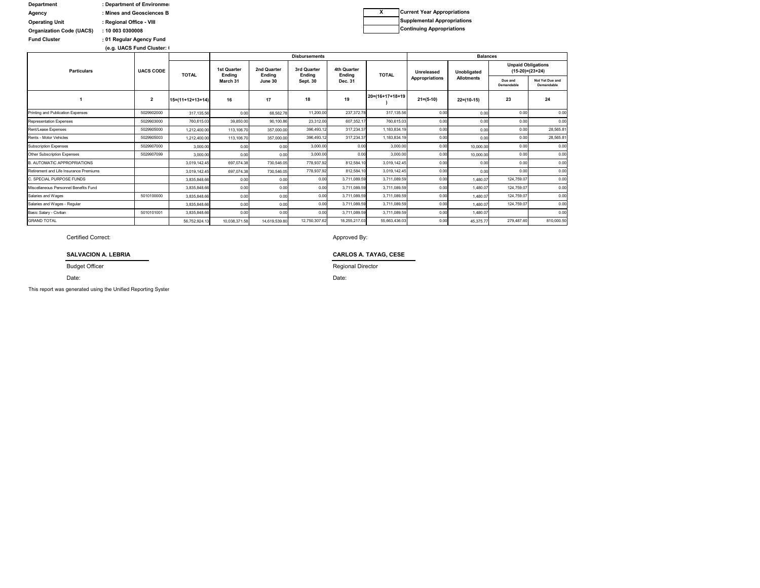Department : Department of Environme
Agency : Mines and Geosciences B
Operating Unit : Regional Office - VIII
Organization Code (UACS) : 10 003 0300008
Fund Cluster : 01 Regular Agency Fund
(e.g. UACS Fund Cluster: (

| X | Current Year Appropriations |
|---|---|
| | Supplemental Appropriations |
| | Continuing Appropriations |

| Particulars | UACS CODE | TOTAL | Disbursements | | | | | Balances | | | |
|---|---|---|---|---|---|---|---|---|---|---|---|
| | | | 1st Quarter Ending March 31 | 2nd Quarter Ending June 30 | 3rd Quarter Ending Sept. 30 | 4th Quarter Ending Dec. 31 | TOTAL | Unreleased Appropriations | Unobligated Allotments | Unpaid Obligations (15-20)=(23+24) | |
| | | | | | | | | | | Due and Demandable | Not Yet Due and Demandable |
| 1 | 2 | 15=(11+12+13+14) | 16 | 17 | 18 | 19 | 20=(16+17+18+19) | 21=(5-10) | 22=(10-15) | 23 | 24 |
| Printing and Publication Expenses | 5029902000 | 317,135.56 | 0.00 | 68,562.78 | 11,200.00 | 237,372.78 | 317,135.56 | 0.00 | 0.00 | 0.00 | 0.00 |
| Representation Expenses | 5029903000 | 760,615.03 | 39,850.00 | 90,100.86 | 23,312.00 | 607,352.17 | 760,615.03 | 0.00 | 0.00 | 0.00 | 0.00 |
| Rent/Lease Expenses | 5029905000 | 1,212,400.00 | 113,106.70 | 357,000.00 | 396,493.12 | 317,234.37 | 1,183,834.19 | 0.00 | 0.00 | 0.00 | 28,565.81 |
| Rents - Motor Vehicles | 5029905003 | 1,212,400.00 | 113,106.70 | 357,000.00 | 396,493.12 | 317,234.37 | 1,183,834.19 | 0.00 | 0.00 | 0.00 | 28,565.81 |
| Subscription Expenses | 5029907000 | 3,000.00 | 0.00 | 0.00 | 3,000.00 | 0.00 | 3,000.00 | 0.00 | 10,000.00 | 0.00 | 0.00 |
| Other Subscription Expenses | 5029907099 | 3,000.00 | 0.00 | 0.00 | 3,000.00 | 0.00 | 3,000.00 | 0.00 | 10,000.00 | 0.00 | 0.00 |
| B. AUTOMATIC APPROPRIATIONS | | 3,019,142.45 | 697,074.38 | 730,546.05 | 778,937.92 | 812,584.10 | 3,019,142.45 | 0.00 | 0.00 | 0.00 | 0.00 |
| Retirement and Life Insurance Premiums | | 3,019,142.45 | 697,074.38 | 730,546.05 | 778,937.92 | 812,584.10 | 3,019,142.45 | 0.00 | 0.00 | 0.00 | 0.00 |
| C. SPECIAL PURPOSE FUNDS | | 3,835,848.66 | 0.00 | 0.00 | 0.00 | 3,711,089.59 | 3,711,089.59 | 0.00 | 1,480.07 | 124,759.07 | 0.00 |
| Miscellaneous Personnel Benefits Fund | | 3,835,848.66 | 0.00 | 0.00 | 0.00 | 3,711,089.59 | 3,711,089.59 | 0.00 | 1,480.07 | 124,759.07 | 0.00 |
| Salaries and Wages | 5010100000 | 3,835,848.66 | 0.00 | 0.00 | 0.00 | 3,711,089.59 | 3,711,089.59 | 0.00 | 1,480.07 | 124,759.07 | 0.00 |
| Salaries and Wages - Regular | | 3,835,848.66 | 0.00 | 0.00 | 0.00 | 3,711,089.59 | 3,711,089.59 | 0.00 | 1,480.07 | 124,759.07 | 0.00 |
| Basic Salary - Civilian | 5010101001 | 3,835,848.66 | 0.00 | 0.00 | 0.00 | 3,711,089.59 | 3,711,089.59 | 0.00 | 1,480.07 | | 0.00 |
| GRAND TOTAL | | 56,752,924.13 | 10,038,371.58 | 14,619,539.80 | 12,750,307.62 | 18,255,217.03 | 55,663,436.03 | 0.00 | 45,375.77 | 279,487.60 | 810,000.50 |

Certified Correct:

**SALVACION A. LEBRIA**
Budget Officer

Date:

Approved By:

**CARLOS A. TAYAG, CESE**
Regional Director

Date:

This report was generated using the Unified Reporting Syster